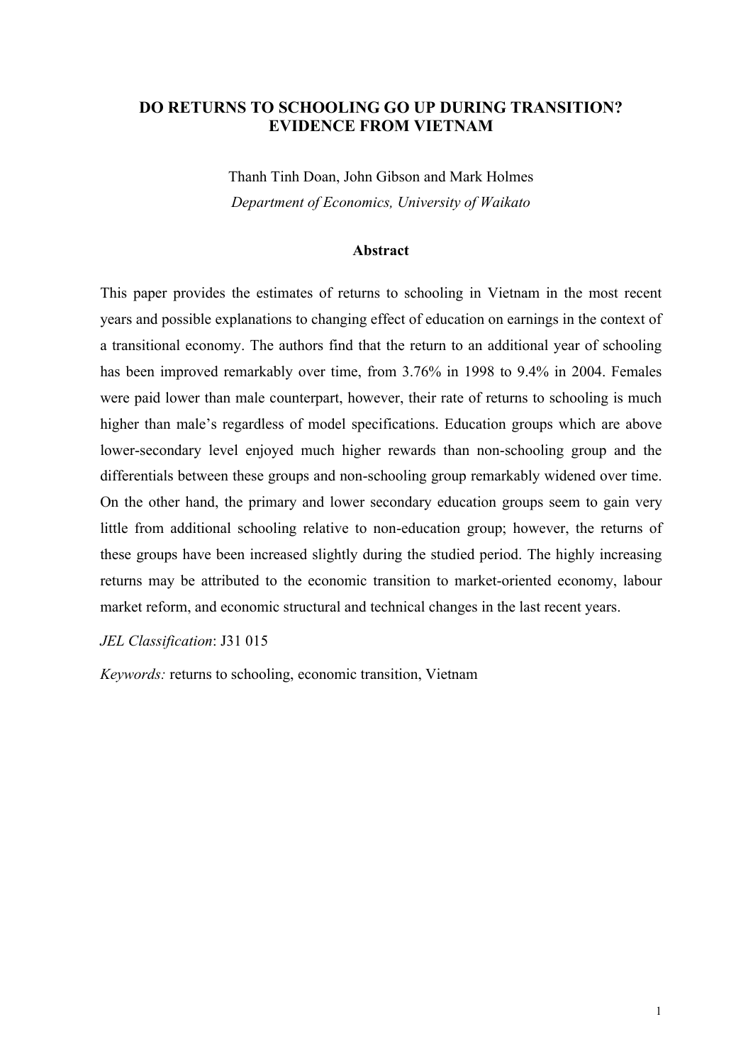# DO RETURNS TO SCHOOLING GO UP DURING TRANSITION? EVIDENCE FROM VIETNAM

Thanh Tinh Doan, John Gibson and Mark Holmes

*Department of Economics, University of Waikato*

## Abstract

This paper provides the estimates of returns to schooling in Vietnam in the most recent years and possible explanations to changing effect of education on earnings in the context of a transitional economy. The authors find that the return to an additional year of schooling has been improved remarkably over time, from 3.76% in 1998 to 9.4% in 2004. Females were paid lower than male counterpart, however, their rate of returns to schooling is much higher than male's regardless of model specifications. Education groups which are above lower-secondary level enjoyed much higher rewards than non-schooling group and the differentials between these groups and non-schooling group remarkably widened over time. On the other hand, the primary and lower secondary education groups seem to gain very little from additional schooling relative to non-education group; however, the returns of these groups have been increased slightly during the studied period. The highly increasing returns may be attributed to the economic transition to market-oriented economy, labour market reform, and economic structural and technical changes in the last recent years.

*JEL Classification*: J31 015

*Keywords:* returns to schooling, economic transition, Vietnam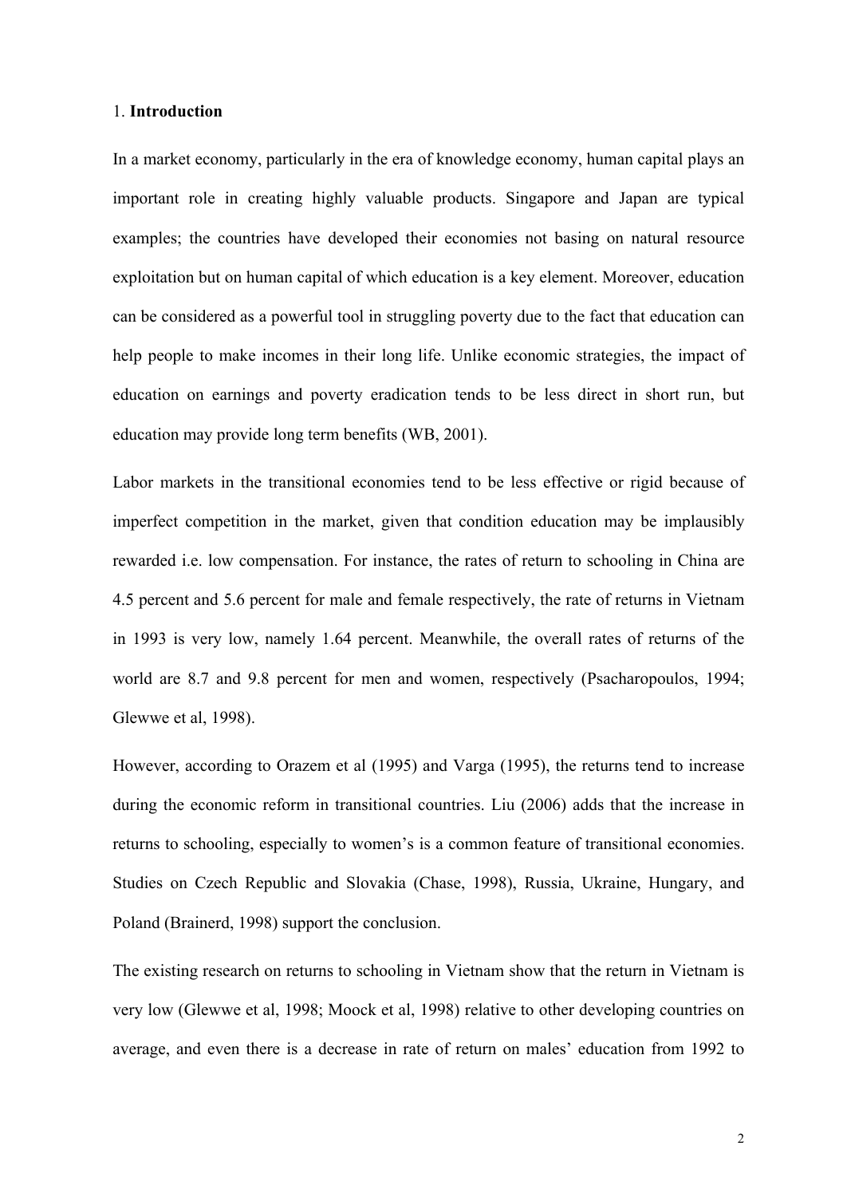## 1. **Introduction**

In a market economy, particularly in the era of knowledge economy, human capital plays an important role in creating highly valuable products. Singapore and Japan are typical examples; the countries have developed their economies not basing on natural resource exploitation but on human capital of which education is a key element. Moreover, education can be considered as a powerful tool in struggling poverty due to the fact that education can help people to make incomes in their long life. Unlike economic strategies, the impact of education on earnings and poverty eradication tends to be less direct in short run, but education may provide long term benefits (WB, 2001).

Labor markets in the transitional economies tend to be less effective or rigid because of imperfect competition in the market, given that condition education may be implausibly rewarded i.e. low compensation. For instance, the rates of return to schooling in China are 4.5 percent and 5.6 percent for male and female respectively, the rate of returns in Vietnam in 1993 is very low, namely 1.64 percent. Meanwhile, the overall rates of returns of the world are 8.7 and 9.8 percent for men and women, respectively (Psacharopoulos, 1994; Glewwe et al, 1998).

However, according to Orazem et al (1995) and Varga (1995), the returns tend to increase during the economic reform in transitional countries. Liu (2006) adds that the increase in returns to schooling, especially to women's is a common feature of transitional economies. Studies on Czech Republic and Slovakia (Chase, 1998), Russia, Ukraine, Hungary, and Poland (Brainerd, 1998) support the conclusion.

The existing research on returns to schooling in Vietnam show that the return in Vietnam is very low (Glewwe et al, 1998; Moock et al, 1998) relative to other developing countries on average, and even there is a decrease in rate of return on males' education from 1992 to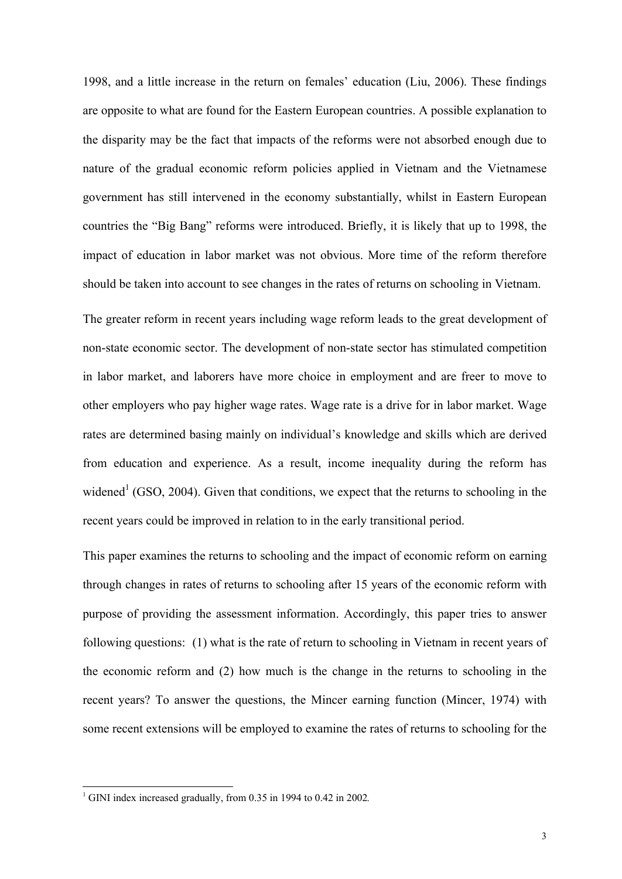1998, and a little increase in the return on females' education (Liu, 2006). These findings are opposite to what are found for the Eastern European countries. A possible explanation to the disparity may be the fact that impacts of the reforms were not absorbed enough due to nature of the gradual economic reform policies applied in Vietnam and the Vietnamese government has still intervened in the economy substantially, whilst in Eastern European countries the "Big Bang" reforms were introduced. Briefly, it is likely that up to 1998, the impact of education in labor market was not obvious. More time of the reform therefore should be taken into account to see changes in the rates of returns on schooling in Vietnam.

The greater reform in recent years including wage reform leads to the great development of non-state economic sector. The development of non-state sector has stimulated competition in labor market, and laborers have more choice in employment and are freer to move to other employers who pay higher wage rates. Wage rate is a drive for in labor market. Wage rates are determined basing mainly on individual's knowledge and skills which are derived from education and experience. As a result, income inequality during the reform has widened[1] (GSO, 2004). Given that conditions, we expect that the returns to schooling in the recent years could be improved in relation to in the early transitional period.

This paper examines the returns to schooling and the impact of economic reform on earning through changes in rates of returns to schooling after 15 years of the economic reform with purpose of providing the assessment information. Accordingly, this paper tries to answer following questions: (1) what is the rate of return to schooling in Vietnam in recent years of the economic reform and (2) how much is the change in the returns to schooling in the recent years? To answer the questions, the Mincer earning function (Mincer, 1974) with some recent extensions will be employed to examine the rates of returns to schooling for the

---

[1] GINI index increased gradually, from 0.35 in 1994 to 0.42 in 2002.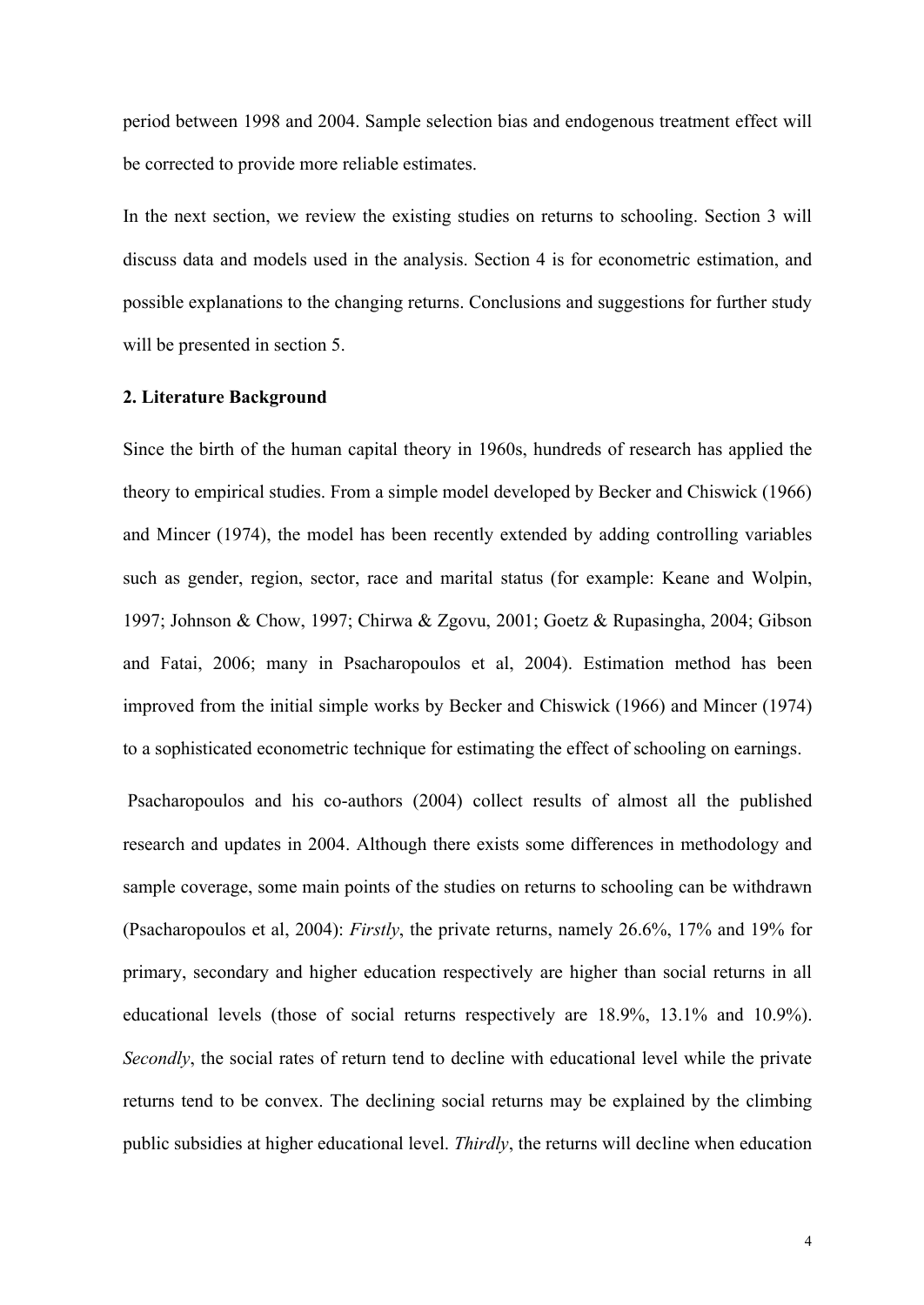period between 1998 and 2004. Sample selection bias and endogenous treatment effect will be corrected to provide more reliable estimates.

In the next section, we review the existing studies on returns to schooling. Section 3 will discuss data and models used in the analysis. Section 4 is for econometric estimation, and possible explanations to the changing returns. Conclusions and suggestions for further study will be presented in section 5.

## 2. Literature Background

Since the birth of the human capital theory in 1960s, hundreds of research has applied the theory to empirical studies. From a simple model developed by Becker and Chiswick (1966) and Mincer (1974), the model has been recently extended by adding controlling variables such as gender, region, sector, race and marital status (for example: Keane and Wolpin, 1997; Johnson & Chow, 1997; Chirwa & Zgovu, 2001; Goetz & Rupasingha, 2004; Gibson and Fatai, 2006; many in Psacharopoulos et al, 2004). Estimation method has been improved from the initial simple works by Becker and Chiswick (1966) and Mincer (1974) to a sophisticated econometric technique for estimating the effect of schooling on earnings.

Psacharopoulos and his co-authors (2004) collect results of almost all the published research and updates in 2004. Although there exists some differences in methodology and sample coverage, some main points of the studies on returns to schooling can be withdrawn (Psacharopoulos et al, 2004): *Firstly*, the private returns, namely 26.6%, 17% and 19% for primary, secondary and higher education respectively are higher than social returns in all educational levels (those of social returns respectively are 18.9%, 13.1% and 10.9%). *Secondly*, the social rates of return tend to decline with educational level while the private returns tend to be convex. The declining social returns may be explained by the climbing public subsidies at higher educational level. *Thirdly*, the returns will decline when education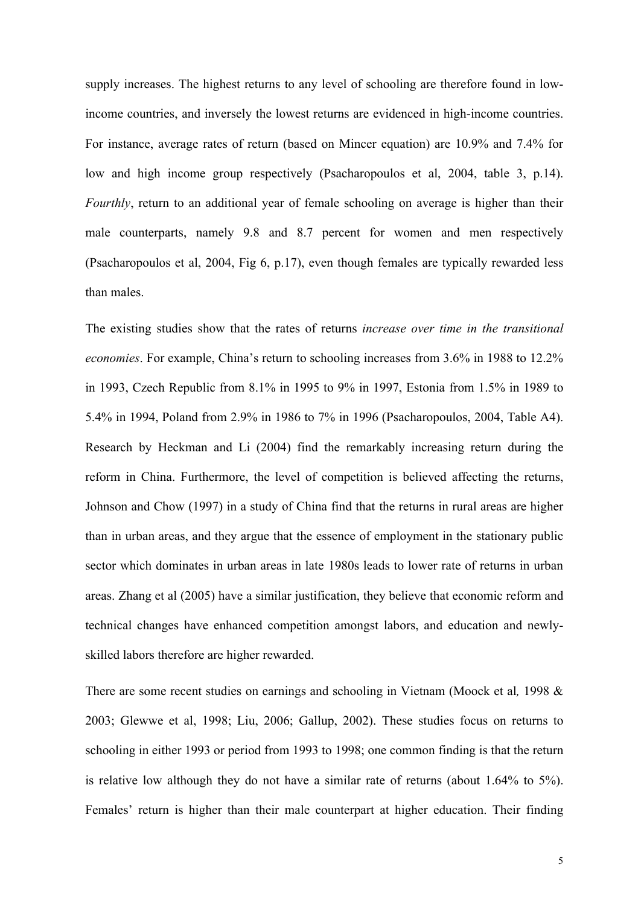supply increases. The highest returns to any level of schooling are therefore found in low-income countries, and inversely the lowest returns are evidenced in high-income countries. For instance, average rates of return (based on Mincer equation) are 10.9% and 7.4% for low and high income group respectively (Psacharopoulos et al, 2004, table 3, p.14). *Fourthly*, return to an additional year of female schooling on average is higher than their male counterparts, namely 9.8 and 8.7 percent for women and men respectively (Psacharopoulos et al, 2004, Fig 6, p.17), even though females are typically rewarded less than males.

The existing studies show that the rates of returns *increase over time in the transitional economies*. For example, China's return to schooling increases from 3.6% in 1988 to 12.2% in 1993, Czech Republic from 8.1% in 1995 to 9% in 1997, Estonia from 1.5% in 1989 to 5.4% in 1994, Poland from 2.9% in 1986 to 7% in 1996 (Psacharopoulos, 2004, Table A4). Research by Heckman and Li (2004) find the remarkably increasing return during the reform in China. Furthermore, the level of competition is believed affecting the returns, Johnson and Chow (1997) in a study of China find that the returns in rural areas are higher than in urban areas, and they argue that the essence of employment in the stationary public sector which dominates in urban areas in late 1980s leads to lower rate of returns in urban areas. Zhang et al (2005) have a similar justification, they believe that economic reform and technical changes have enhanced competition amongst labors, and education and newly-skilled labors therefore are higher rewarded.

There are some recent studies on earnings and schooling in Vietnam (Moock et al*,* 1998 & 2003; Glewwe et al, 1998; Liu, 2006; Gallup, 2002). These studies focus on returns to schooling in either 1993 or period from 1993 to 1998; one common finding is that the return is relative low although they do not have a similar rate of returns (about 1.64% to 5%). Females' return is higher than their male counterpart at higher education. Their finding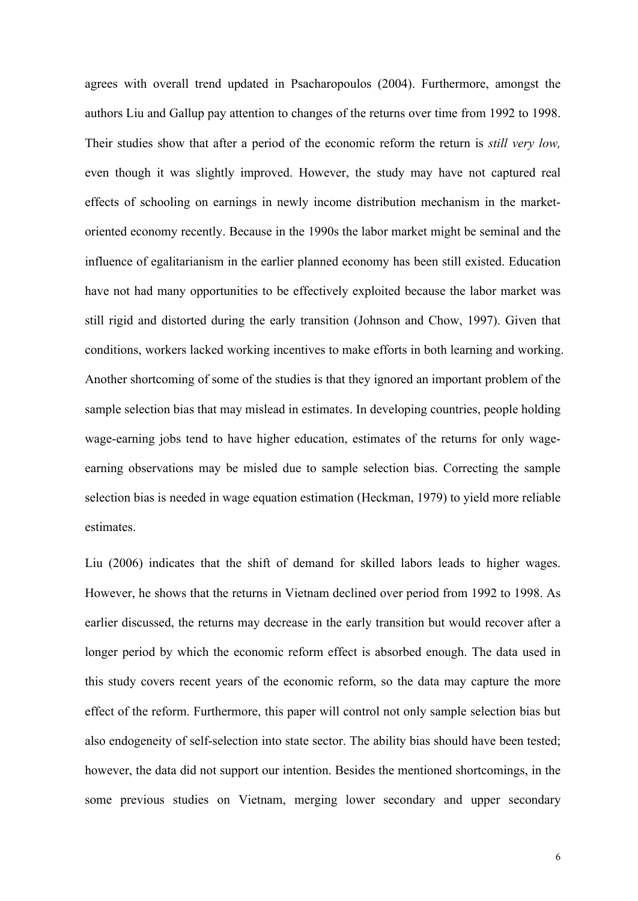agrees with overall trend updated in Psacharopoulos (2004). Furthermore, amongst the authors Liu and Gallup pay attention to changes of the returns over time from 1992 to 1998. Their studies show that after a period of the economic reform the return is *still very low,* even though it was slightly improved. However, the study may have not captured real effects of schooling on earnings in newly income distribution mechanism in the market-oriented economy recently. Because in the 1990s the labor market might be seminal and the influence of egalitarianism in the earlier planned economy has been still existed. Education have not had many opportunities to be effectively exploited because the labor market was still rigid and distorted during the early transition (Johnson and Chow, 1997). Given that conditions, workers lacked working incentives to make efforts in both learning and working. Another shortcoming of some of the studies is that they ignored an important problem of the sample selection bias that may mislead in estimates. In developing countries, people holding wage-earning jobs tend to have higher education, estimates of the returns for only wage-earning observations may be misled due to sample selection bias. Correcting the sample selection bias is needed in wage equation estimation (Heckman, 1979) to yield more reliable estimates.

Liu (2006) indicates that the shift of demand for skilled labors leads to higher wages. However, he shows that the returns in Vietnam declined over period from 1992 to 1998. As earlier discussed, the returns may decrease in the early transition but would recover after a longer period by which the economic reform effect is absorbed enough. The data used in this study covers recent years of the economic reform, so the data may capture the more effect of the reform. Furthermore, this paper will control not only sample selection bias but also endogeneity of self-selection into state sector. The ability bias should have been tested; however, the data did not support our intention. Besides the mentioned shortcomings, in the some previous studies on Vietnam, merging lower secondary and upper secondary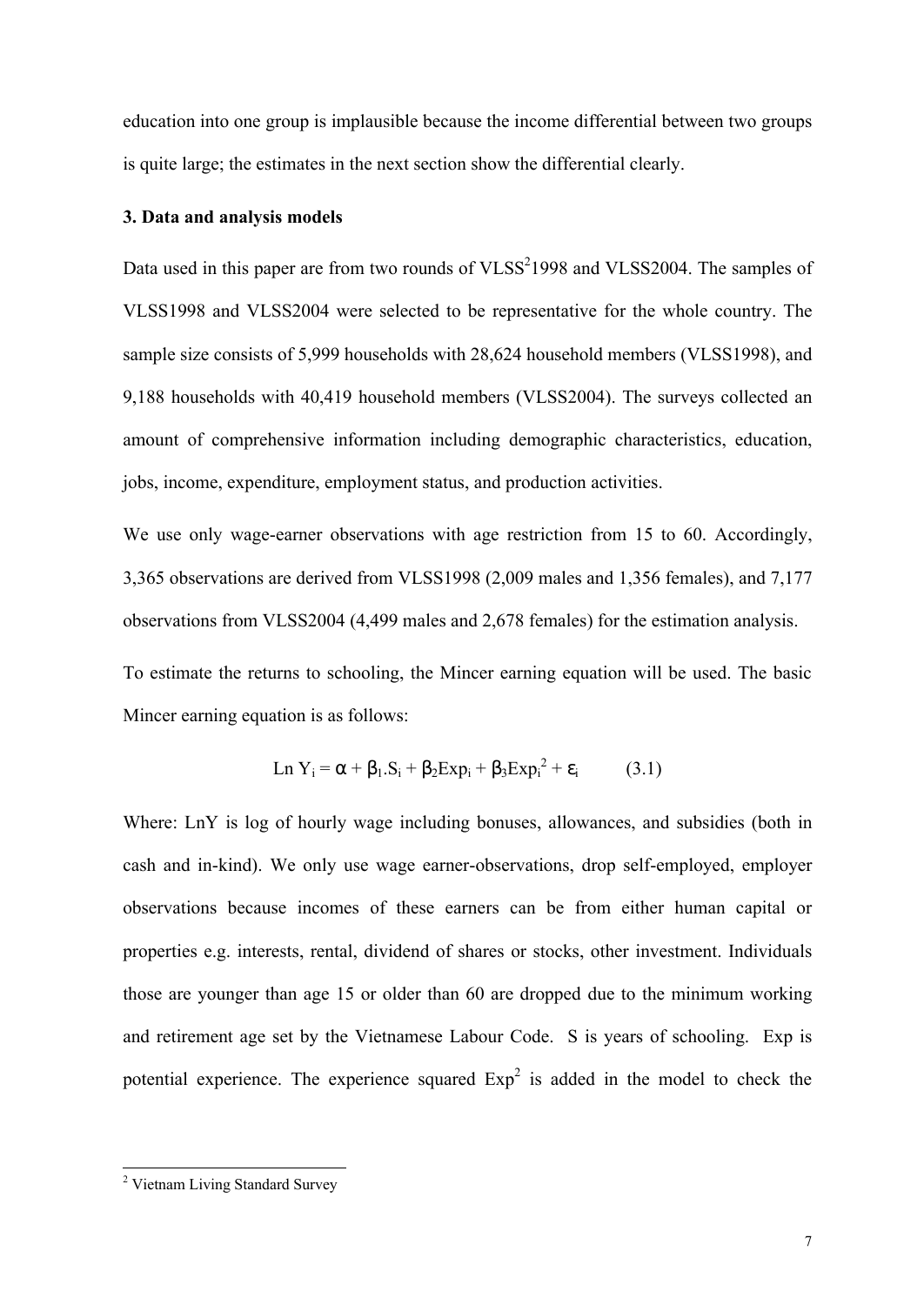education into one group is implausible because the income differential between two groups is quite large; the estimates in the next section show the differential clearly.

### 3. Data and analysis models

Data used in this paper are from two rounds of VLSS[2]1998 and VLSS2004. The samples of VLSS1998 and VLSS2004 were selected to be representative for the whole country. The sample size consists of 5,999 households with 28,624 household members (VLSS1998), and 9,188 households with 40,419 household members (VLSS2004). The surveys collected an amount of comprehensive information including demographic characteristics, education, jobs, income, expenditure, employment status, and production activities.

We use only wage-earner observations with age restriction from 15 to 60. Accordingly, 3,365 observations are derived from VLSS1998 (2,009 males and 1,356 females), and 7,177 observations from VLSS2004 (4,499 males and 2,678 females) for the estimation analysis.

To estimate the returns to schooling, the Mincer earning equation will be used. The basic Mincer earning equation is as follows:

$$\text{Ln } Y_i = \alpha + \beta_1.S_i + \beta_2 Exp_i + \beta_3 Exp_i^2 + \varepsilon_i \qquad (3.1)$$

Where: LnY is log of hourly wage including bonuses, allowances, and subsidies (both in cash and in-kind). We only use wage earner-observations, drop self-employed, employer observations because incomes of these earners can be from either human capital or properties e.g. interests, rental, dividend of shares or stocks, other investment. Individuals those are younger than age 15 or older than 60 are dropped due to the minimum working and retirement age set by the Vietnamese Labour Code. S is years of schooling. Exp is potential experience. The experience squared $Exp^2$ is added in the model to check the

[2] Vietnam Living Standard Survey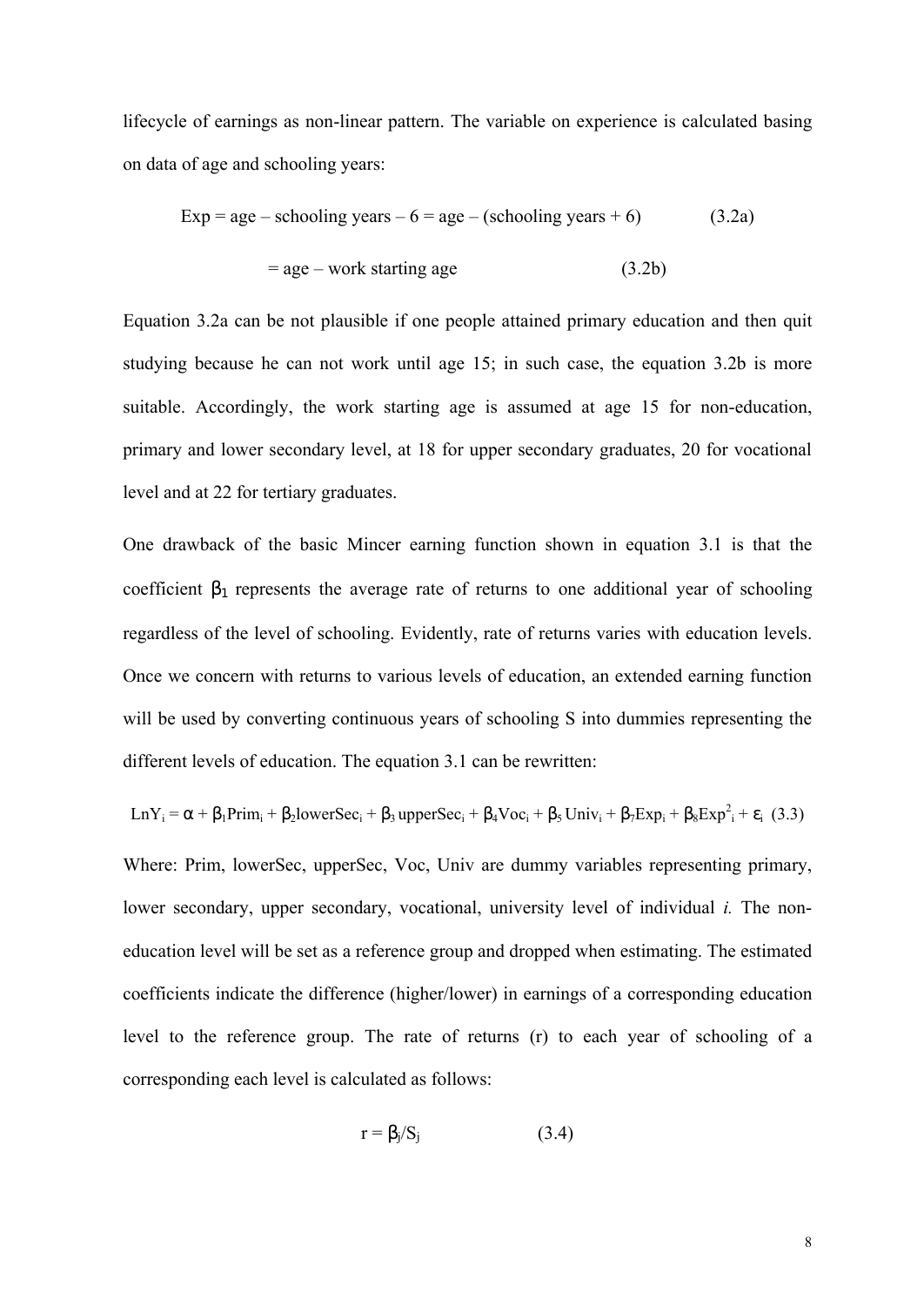lifecycle of earnings as non-linear pattern. The variable on experience is calculated basing on data of age and schooling years:

$$Exp = age – schooling\ years – 6 = age – (schooling\ years + 6) \qquad (3.2a)$$

$$= age – work\ starting\ age \qquad (3.2b)$$

Equation 3.2a can be not plausible if one people attained primary education and then quit studying because he can not work until age 15; in such case, the equation 3.2b is more suitable. Accordingly, the work starting age is assumed at age 15 for non-education, primary and lower secondary level, at 18 for upper secondary graduates, 20 for vocational level and at 22 for tertiary graduates.

One drawback of the basic Mincer earning function shown in equation 3.1 is that the coefficient $\beta_1$ represents the average rate of returns to one additional year of schooling regardless of the level of schooling. Evidently, rate of returns varies with education levels. Once we concern with returns to various levels of education, an extended earning function will be used by converting continuous years of schooling S into dummies representing the different levels of education. The equation 3.1 can be rewritten:

$$LnY_i = \alpha + \beta_1 Prim_i + \beta_2 lowerSec_i + \beta_3 upperSec_i + \beta_4 Voc_i + \beta_5 Univ_i + \beta_7 Exp_i + \beta_8 Exp^2_i + \varepsilon_i \quad (3.3)$$

Where: Prim, lowerSec, upperSec, Voc, Univ are dummy variables representing primary, lower secondary, upper secondary, vocational, university level of individual *i.* The non-education level will be set as a reference group and dropped when estimating. The estimated coefficients indicate the difference (higher/lower) in earnings of a corresponding education level to the reference group. The rate of returns (r) to each year of schooling of a corresponding each level is calculated as follows:

$$r = \beta_j/S_j \qquad (3.4)$$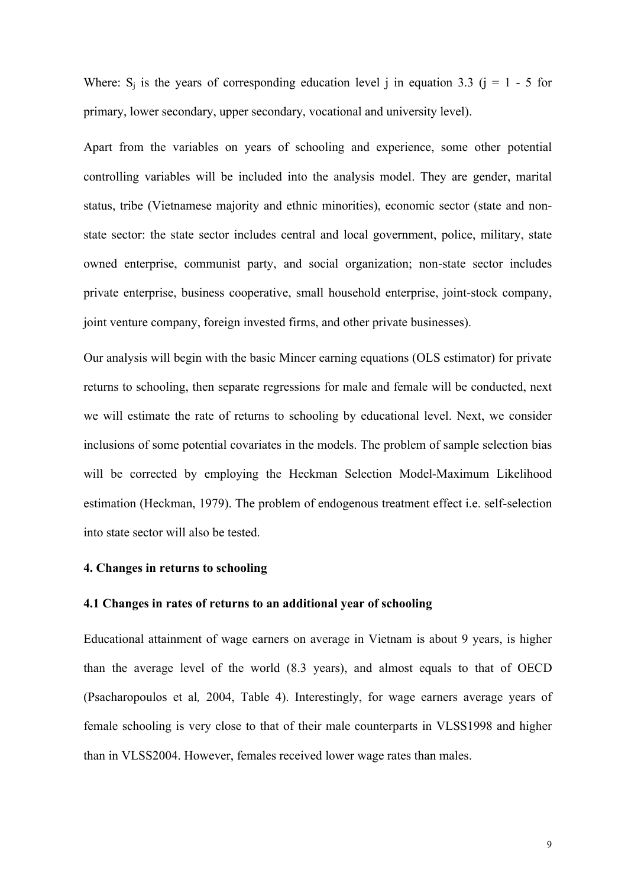Where: $S_j$ is the years of corresponding education level j in equation 3.3 (j = 1 - 5 for primary, lower secondary, upper secondary, vocational and university level).

Apart from the variables on years of schooling and experience, some other potential controlling variables will be included into the analysis model. They are gender, marital status, tribe (Vietnamese majority and ethnic minorities), economic sector (state and non-state sector: the state sector includes central and local government, police, military, state owned enterprise, communist party, and social organization; non-state sector includes private enterprise, business cooperative, small household enterprise, joint-stock company, joint venture company, foreign invested firms, and other private businesses).

Our analysis will begin with the basic Mincer earning equations (OLS estimator) for private returns to schooling, then separate regressions for male and female will be conducted, next we will estimate the rate of returns to schooling by educational level. Next, we consider inclusions of some potential covariates in the models. The problem of sample selection bias will be corrected by employing the Heckman Selection Model-Maximum Likelihood estimation (Heckman, 1979). The problem of endogenous treatment effect i.e. self-selection into state sector will also be tested.

## 4. Changes in returns to schooling

### 4.1 Changes in rates of returns to an additional year of schooling

Educational attainment of wage earners on average in Vietnam is about 9 years, is higher than the average level of the world (8.3 years), and almost equals to that of OECD (Psacharopoulos et al*,* 2004, Table 4). Interestingly, for wage earners average years of female schooling is very close to that of their male counterparts in VLSS1998 and higher than in VLSS2004. However, females received lower wage rates than males.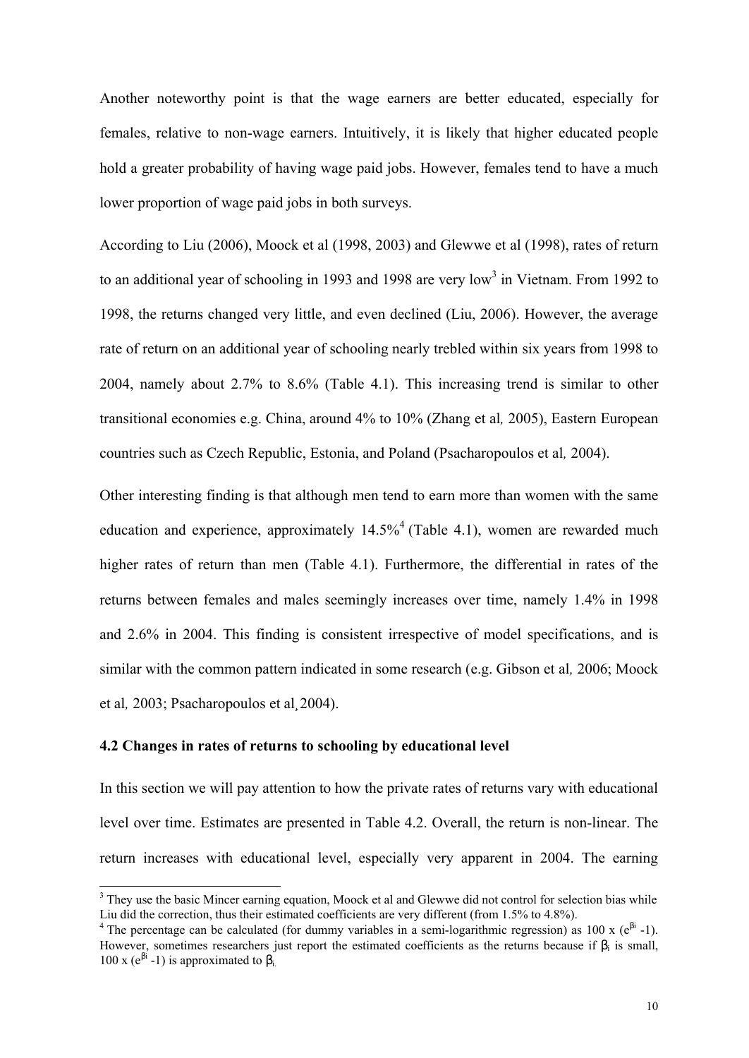Another noteworthy point is that the wage earners are better educated, especially for females, relative to non-wage earners. Intuitively, it is likely that higher educated people hold a greater probability of having wage paid jobs. However, females tend to have a much lower proportion of wage paid jobs in both surveys.

According to Liu (2006), Moock et al (1998, 2003) and Glewwe et al (1998), rates of return to an additional year of schooling in 1993 and 1998 are very low[3] in Vietnam. From 1992 to 1998, the returns changed very little, and even declined (Liu, 2006). However, the average rate of return on an additional year of schooling nearly trebled within six years from 1998 to 2004, namely about 2.7% to 8.6% (Table 4.1). This increasing trend is similar to other transitional economies e.g. China, around 4% to 10% (Zhang et al*,* 2005), Eastern European countries such as Czech Republic, Estonia, and Poland (Psacharopoulos et al*,* 2004).

Other interesting finding is that although men tend to earn more than women with the same education and experience, approximately 14.5%[4] (Table 4.1), women are rewarded much higher rates of return than men (Table 4.1). Furthermore, the differential in rates of the returns between females and males seemingly increases over time, namely 1.4% in 1998 and 2.6% in 2004. This finding is consistent irrespective of model specifications, and is similar with the common pattern indicated in some research (e.g. Gibson et al*,* 2006; Moock et al*,* 2003; Psacharopoulos et al*,* 2004).

### 4.2 Changes in rates of returns to schooling by educational level

In this section we will pay attention to how the private rates of returns vary with educational level over time. Estimates are presented in Table 4.2. Overall, the return is non-linear. The return increases with educational level, especially very apparent in 2004. The earning

---

[3] They use the basic Mincer earning equation, Moock et al and Glewwe did not control for selection bias while Liu did the correction, thus their estimated coefficients are very different (from 1.5% to 4.8%).

[4] The percentage can be calculated (for dummy variables in a semi-logarithmic regression) as $100 \times (e^{\beta i} - 1)$. However, sometimes researchers just report the estimated coefficients as the returns because if $\beta_i$ is small, $100 \times (e^{\beta i} - 1)$ is approximated to $\beta_i$.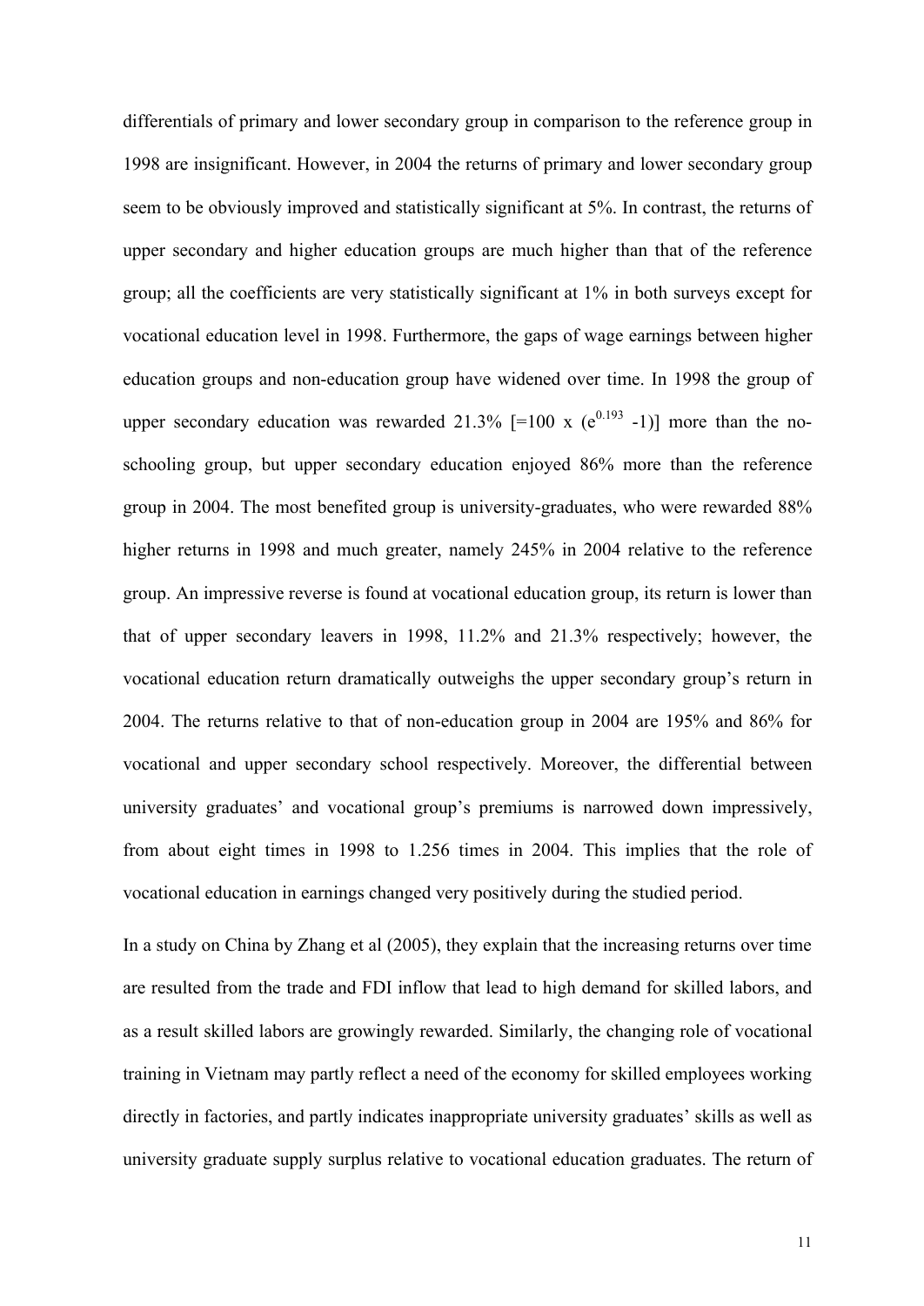differentials of primary and lower secondary group in comparison to the reference group in 1998 are insignificant. However, in 2004 the returns of primary and lower secondary group seem to be obviously improved and statistically significant at 5%. In contrast, the returns of upper secondary and higher education groups are much higher than that of the reference group; all the coefficients are very statistically significant at 1% in both surveys except for vocational education level in 1998. Furthermore, the gaps of wage earnings between higher education groups and non-education group have widened over time. In 1998 the group of upper secondary education was rewarded 21.3% [=100 x ($e^{0.193}$ -1)] more than the no-schooling group, but upper secondary education enjoyed 86% more than the reference group in 2004. The most benefited group is university-graduates, who were rewarded 88% higher returns in 1998 and much greater, namely 245% in 2004 relative to the reference group. An impressive reverse is found at vocational education group, its return is lower than that of upper secondary leavers in 1998, 11.2% and 21.3% respectively; however, the vocational education return dramatically outweighs the upper secondary group's return in 2004. The returns relative to that of non-education group in 2004 are 195% and 86% for vocational and upper secondary school respectively. Moreover, the differential between university graduates' and vocational group's premiums is narrowed down impressively, from about eight times in 1998 to 1.256 times in 2004. This implies that the role of vocational education in earnings changed very positively during the studied period.

In a study on China by Zhang et al (2005), they explain that the increasing returns over time are resulted from the trade and FDI inflow that lead to high demand for skilled labors, and as a result skilled labors are growingly rewarded. Similarly, the changing role of vocational training in Vietnam may partly reflect a need of the economy for skilled employees working directly in factories, and partly indicates inappropriate university graduates' skills as well as university graduate supply surplus relative to vocational education graduates. The return of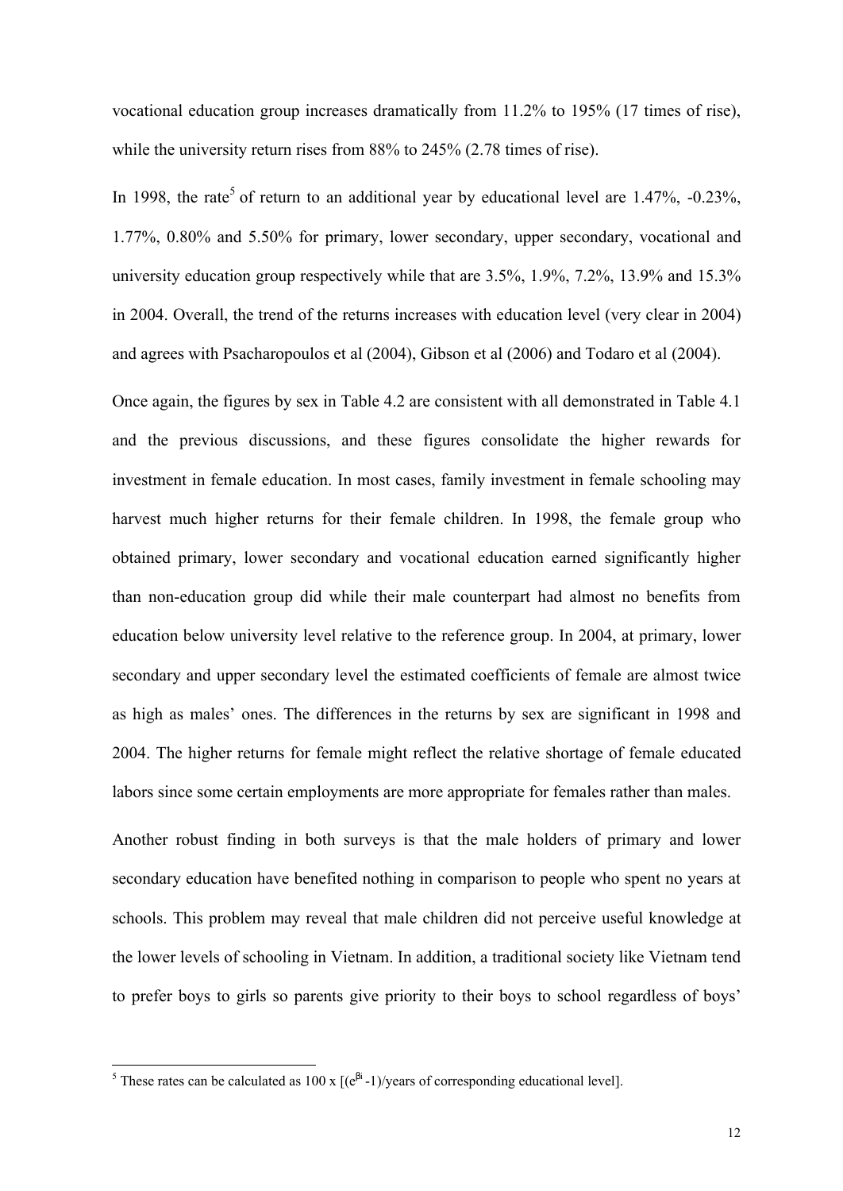vocational education group increases dramatically from 11.2% to 195% (17 times of rise), while the university return rises from 88% to 245% (2.78 times of rise).

In 1998, the rate[5] of return to an additional year by educational level are 1.47%, -0.23%, 1.77%, 0.80% and 5.50% for primary, lower secondary, upper secondary, vocational and university education group respectively while that are 3.5%, 1.9%, 7.2%, 13.9% and 15.3% in 2004. Overall, the trend of the returns increases with education level (very clear in 2004) and agrees with Psacharopoulos et al (2004), Gibson et al (2006) and Todaro et al (2004).

Once again, the figures by sex in Table 4.2 are consistent with all demonstrated in Table 4.1 and the previous discussions, and these figures consolidate the higher rewards for investment in female education. In most cases, family investment in female schooling may harvest much higher returns for their female children. In 1998, the female group who obtained primary, lower secondary and vocational education earned significantly higher than non-education group did while their male counterpart had almost no benefits from education below university level relative to the reference group. In 2004, at primary, lower secondary and upper secondary level the estimated coefficients of female are almost twice as high as males' ones. The differences in the returns by sex are significant in 1998 and 2004. The higher returns for female might reflect the relative shortage of female educated labors since some certain employments are more appropriate for females rather than males.

Another robust finding in both surveys is that the male holders of primary and lower secondary education have benefited nothing in comparison to people who spent no years at schools. This problem may reveal that male children did not perceive useful knowledge at the lower levels of schooling in Vietnam. In addition, a traditional society like Vietnam tend to prefer boys to girls so parents give priority to their boys to school regardless of boys'

---

[5] These rates can be calculated as 100 x $[(e^{\beta i}-1)$/years of corresponding educational level].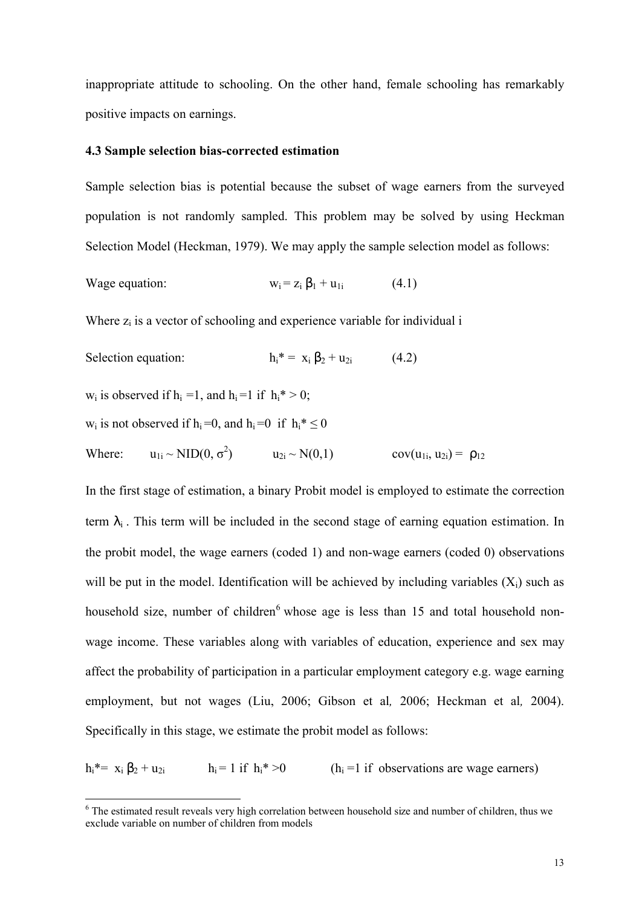inappropriate attitude to schooling. On the other hand, female schooling has remarkably positive impacts on earnings.

### 4.3 Sample selection bias-corrected estimation

Sample selection bias is potential because the subset of wage earners from the surveyed population is not randomly sampled. This problem may be solved by using Heckman Selection Model (Heckman, 1979). We may apply the sample selection model as follows:

Wage equation: $$w_i = z_i \beta_1 + u_{1i} \quad (4.1)$$

Where $z_i$ is a vector of schooling and experience variable for individual i

Selection equation: $$h_i^* = x_i \beta_2 + u_{2i} \quad (4.2)$$

$w_i$ is observed if $h_i = 1$, and $h_i = 1$ if $h_i^* > 0$;

$w_i$ is not observed if $h_i = 0$, and $h_i = 0$ if $h_i^* \leq 0$

Where: $u_{1i} \sim NID(0, \sigma^2)$ $\quad u_{2i} \sim N(0,1)$ $\quad cov(u_{1i}, u_{2i}) = \rho_{12}$

In the first stage of estimation, a binary Probit model is employed to estimate the correction term $\lambda_i$. This term will be included in the second stage of earning equation estimation. In the probit model, the wage earners (coded 1) and non-wage earners (coded 0) observations will be put in the model. Identification will be achieved by including variables ($X_i$) such as household size, number of children[6] whose age is less than 15 and total household non-wage income. These variables along with variables of education, experience and sex may affect the probability of participation in a particular employment category e.g. wage earning employment, but not wages (Liu, 2006; Gibson et al*,* 2006; Heckman et al*,* 2004). Specifically in this stage, we estimate the probit model as follows:

$h_i^* = x_i \beta_2 + u_{2i}$ $\quad h_i = 1$ if $h_i^* > 0$ $\quad$ ($h_i = 1$ if observations are wage earners)

[6] The estimated result reveals very high correlation between household size and number of children, thus we exclude variable on number of children from models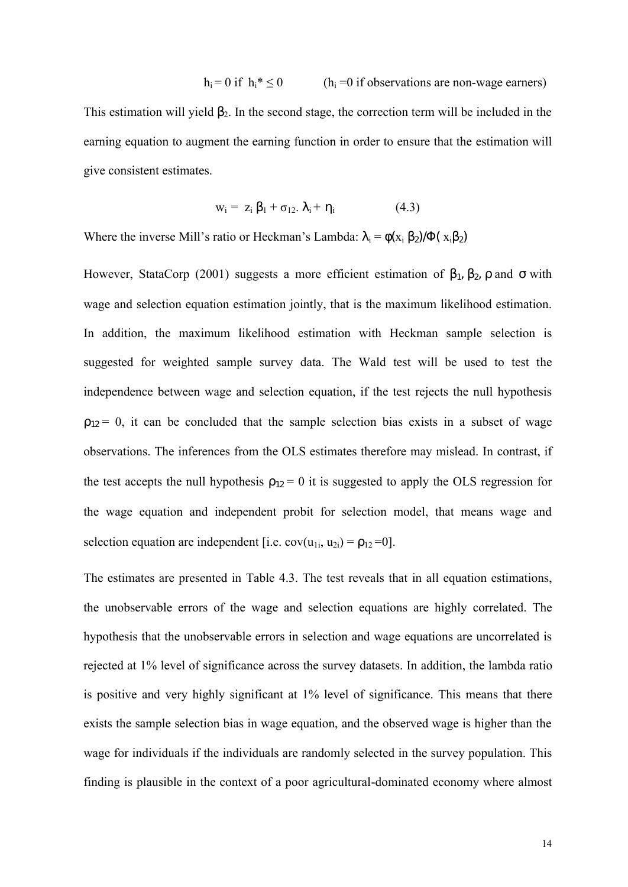$$h_i = 0 \text{ if } h_i^* \leq 0 \qquad (h_i = 0 \text{ if observations are non-wage earners})$$

This estimation will yield $\beta_2$. In the second stage, the correction term will be included in the earning equation to augment the earning function in order to ensure that the estimation will give consistent estimates.

$$w_i = z_i \beta_1 + \sigma_{12}. \lambda_i + \eta_i \qquad (4.3)$$

Where the inverse Mill's ratio or Heckman's Lambda: $\lambda_i = \phi(x_i \beta_2)/\Phi(x_i\beta_2)$

However, StataCorp (2001) suggests a more efficient estimation of $\beta_1$, $\beta_2$, $\rho$ and $\sigma$ with wage and selection equation estimation jointly, that is the maximum likelihood estimation. In addition, the maximum likelihood estimation with Heckman sample selection is suggested for weighted sample survey data. The Wald test will be used to test the independence between wage and selection equation, if the test rejects the null hypothesis $\rho_{12} = 0$, it can be concluded that the sample selection bias exists in a subset of wage observations. The inferences from the OLS estimates therefore may mislead. In contrast, if the test accepts the null hypothesis $\rho_{12} = 0$ it is suggested to apply the OLS regression for the wage equation and independent probit for selection model, that means wage and selection equation are independent [i.e. $\text{cov}(u_{1i}, u_{2i}) = \rho_{12} = 0$].

The estimates are presented in Table 4.3. The test reveals that in all equation estimations, the unobservable errors of the wage and selection equations are highly correlated. The hypothesis that the unobservable errors in selection and wage equations are uncorrelated is rejected at 1% level of significance across the survey datasets. In addition, the lambda ratio is positive and very highly significant at 1% level of significance. This means that there exists the sample selection bias in wage equation, and the observed wage is higher than the wage for individuals if the individuals are randomly selected in the survey population. This finding is plausible in the context of a poor agricultural-dominated economy where almost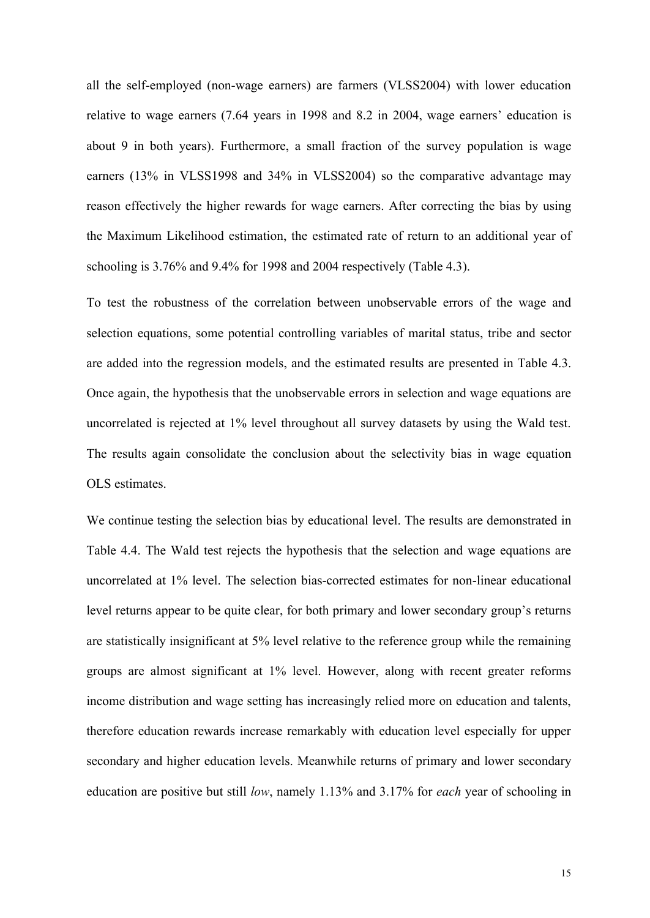all the self-employed (non-wage earners) are farmers (VLSS2004) with lower education relative to wage earners (7.64 years in 1998 and 8.2 in 2004, wage earners' education is about 9 in both years). Furthermore, a small fraction of the survey population is wage earners (13% in VLSS1998 and 34% in VLSS2004) so the comparative advantage may reason effectively the higher rewards for wage earners. After correcting the bias by using the Maximum Likelihood estimation, the estimated rate of return to an additional year of schooling is 3.76% and 9.4% for 1998 and 2004 respectively (Table 4.3).

To test the robustness of the correlation between unobservable errors of the wage and selection equations, some potential controlling variables of marital status, tribe and sector are added into the regression models, and the estimated results are presented in Table 4.3. Once again, the hypothesis that the unobservable errors in selection and wage equations are uncorrelated is rejected at 1% level throughout all survey datasets by using the Wald test. The results again consolidate the conclusion about the selectivity bias in wage equation OLS estimates.

We continue testing the selection bias by educational level. The results are demonstrated in Table 4.4. The Wald test rejects the hypothesis that the selection and wage equations are uncorrelated at 1% level. The selection bias-corrected estimates for non-linear educational level returns appear to be quite clear, for both primary and lower secondary group's returns are statistically insignificant at 5% level relative to the reference group while the remaining groups are almost significant at 1% level. However, along with recent greater reforms income distribution and wage setting has increasingly relied more on education and talents, therefore education rewards increase remarkably with education level especially for upper secondary and higher education levels. Meanwhile returns of primary and lower secondary education are positive but still *low*, namely 1.13% and 3.17% for *each* year of schooling in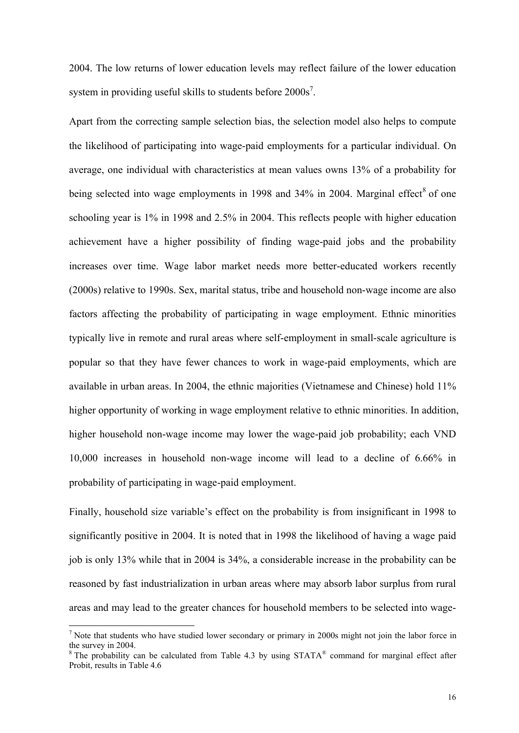2004. The low returns of lower education levels may reflect failure of the lower education system in providing useful skills to students before 2000s[7].

Apart from the correcting sample selection bias, the selection model also helps to compute the likelihood of participating into wage-paid employments for a particular individual. On average, one individual with characteristics at mean values owns 13% of a probability for being selected into wage employments in 1998 and 34% in 2004. Marginal effect[8] of one schooling year is 1% in 1998 and 2.5% in 2004. This reflects people with higher education achievement have a higher possibility of finding wage-paid jobs and the probability increases over time. Wage labor market needs more better-educated workers recently (2000s) relative to 1990s. Sex, marital status, tribe and household non-wage income are also factors affecting the probability of participating in wage employment. Ethnic minorities typically live in remote and rural areas where self-employment in small-scale agriculture is popular so that they have fewer chances to work in wage-paid employments, which are available in urban areas. In 2004, the ethnic majorities (Vietnamese and Chinese) hold 11% higher opportunity of working in wage employment relative to ethnic minorities. In addition, higher household non-wage income may lower the wage-paid job probability; each VND 10,000 increases in household non-wage income will lead to a decline of 6.66% in probability of participating in wage-paid employment.

Finally, household size variable's effect on the probability is from insignificant in 1998 to significantly positive in 2004. It is noted that in 1998 the likelihood of having a wage paid job is only 13% while that in 2004 is 34%, a considerable increase in the probability can be reasoned by fast industrialization in urban areas where may absorb labor surplus from rural areas and may lead to the greater chances for household members to be selected into wage-

[7] Note that students who have studied lower secondary or primary in 2000s might not join the labor force in the survey in 2004.

[8] The probability can be calculated from Table 4.3 by using STATA® command for marginal effect after Probit, results in Table 4.6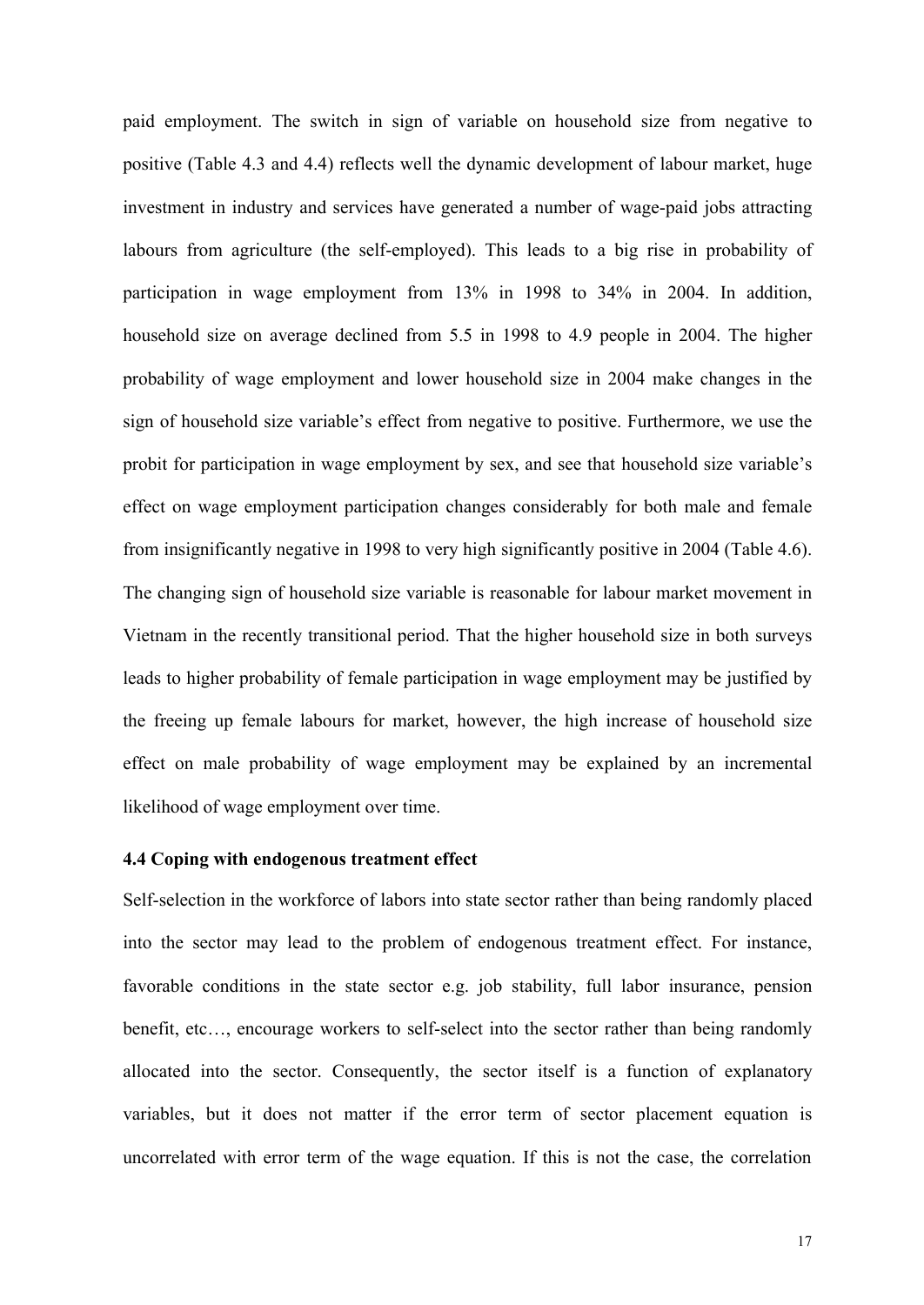paid employment. The switch in sign of variable on household size from negative to positive (Table 4.3 and 4.4) reflects well the dynamic development of labour market, huge investment in industry and services have generated a number of wage-paid jobs attracting labours from agriculture (the self-employed). This leads to a big rise in probability of participation in wage employment from 13% in 1998 to 34% in 2004. In addition, household size on average declined from 5.5 in 1998 to 4.9 people in 2004. The higher probability of wage employment and lower household size in 2004 make changes in the sign of household size variable's effect from negative to positive. Furthermore, we use the probit for participation in wage employment by sex, and see that household size variable's effect on wage employment participation changes considerably for both male and female from insignificantly negative in 1998 to very high significantly positive in 2004 (Table 4.6). The changing sign of household size variable is reasonable for labour market movement in Vietnam in the recently transitional period. That the higher household size in both surveys leads to higher probability of female participation in wage employment may be justified by the freeing up female labours for market, however, the high increase of household size effect on male probability of wage employment may be explained by an incremental likelihood of wage employment over time.

### 4.4 Coping with endogenous treatment effect

Self-selection in the workforce of labors into state sector rather than being randomly placed into the sector may lead to the problem of endogenous treatment effect. For instance, favorable conditions in the state sector e.g. job stability, full labor insurance, pension benefit, etc…, encourage workers to self-select into the sector rather than being randomly allocated into the sector. Consequently, the sector itself is a function of explanatory variables, but it does not matter if the error term of sector placement equation is uncorrelated with error term of the wage equation. If this is not the case, the correlation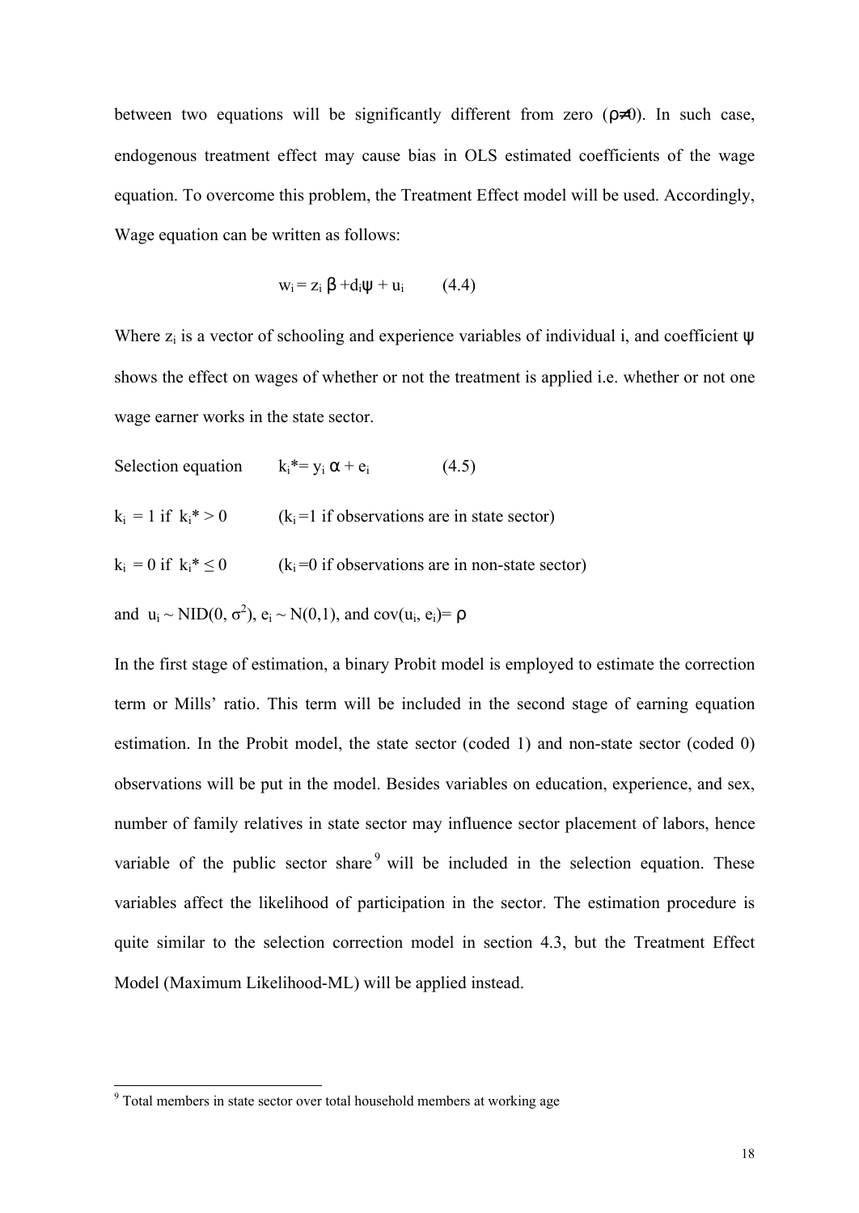between two equations will be significantly different from zero ($\rho \neq 0$). In such case, endogenous treatment effect may cause bias in OLS estimated coefficients of the wage equation. To overcome this problem, the Treatment Effect model will be used. Accordingly, Wage equation can be written as follows:

$$w_i = z_i \beta + d_i \psi + u_i \qquad (4.4)$$

Where $z_i$ is a vector of schooling and experience variables of individual i, and coefficient $\psi$ shows the effect on wages of whether or not the treatment is applied i.e. whether or not one wage earner works in the state sector.

Selection equation $\qquad k_i^* = y_i \alpha + e_i \qquad (4.5)$

$k_i = 1$ if $k_i^* > 0$ $\qquad$ ($k_i = 1$ if observations are in state sector)

$k_i = 0$ if $k_i^* \leq 0$ $\qquad$ ($k_i = 0$ if observations are in non-state sector)

and $u_i \sim NID(0, \sigma^2)$, $e_i \sim N(0,1)$, and $cov(u_i, e_i) = \rho$

In the first stage of estimation, a binary Probit model is employed to estimate the correction term or Mills' ratio. This term will be included in the second stage of earning equation estimation. In the Probit model, the state sector (coded 1) and non-state sector (coded 0) observations will be put in the model. Besides variables on education, experience, and sex, number of family relatives in state sector may influence sector placement of labors, hence variable of the public sector share[9] will be included in the selection equation. These variables affect the likelihood of participation in the sector. The estimation procedure is quite similar to the selection correction model in section 4.3, but the Treatment Effect Model (Maximum Likelihood-ML) will be applied instead.

[9] Total members in state sector over total household members at working age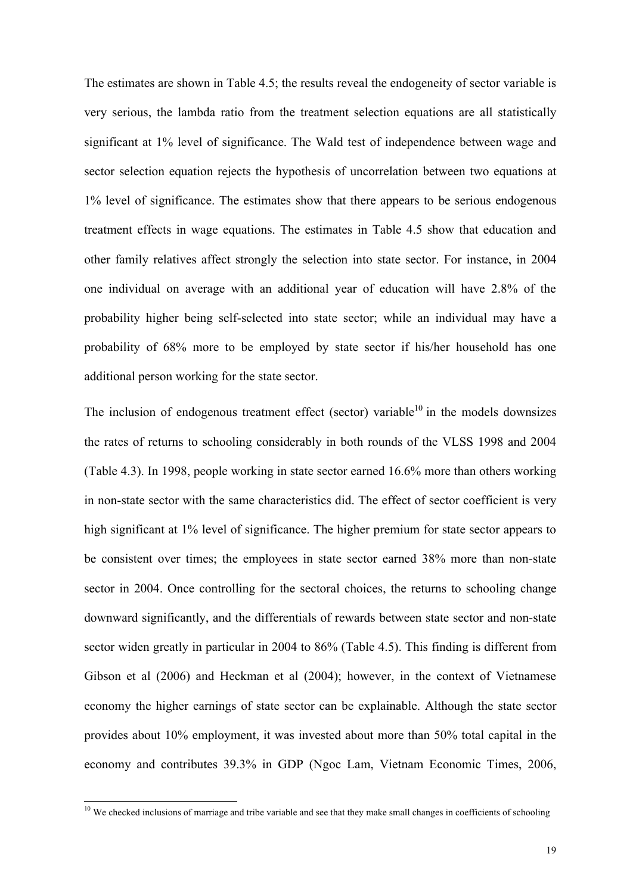The estimates are shown in Table 4.5; the results reveal the endogeneity of sector variable is very serious, the lambda ratio from the treatment selection equations are all statistically significant at 1% level of significance. The Wald test of independence between wage and sector selection equation rejects the hypothesis of uncorrelation between two equations at 1% level of significance. The estimates show that there appears to be serious endogenous treatment effects in wage equations. The estimates in Table 4.5 show that education and other family relatives affect strongly the selection into state sector. For instance, in 2004 one individual on average with an additional year of education will have 2.8% of the probability higher being self-selected into state sector; while an individual may have a probability of 68% more to be employed by state sector if his/her household has one additional person working for the state sector.

The inclusion of endogenous treatment effect (sector) variable[10] in the models downsizes the rates of returns to schooling considerably in both rounds of the VLSS 1998 and 2004 (Table 4.3). In 1998, people working in state sector earned 16.6% more than others working in non-state sector with the same characteristics did. The effect of sector coefficient is very high significant at 1% level of significance. The higher premium for state sector appears to be consistent over times; the employees in state sector earned 38% more than non-state sector in 2004. Once controlling for the sectoral choices, the returns to schooling change downward significantly, and the differentials of rewards between state sector and non-state sector widen greatly in particular in 2004 to 86% (Table 4.5). This finding is different from Gibson et al (2006) and Heckman et al (2004); however, in the context of Vietnamese economy the higher earnings of state sector can be explainable. Although the state sector provides about 10% employment, it was invested about more than 50% total capital in the economy and contributes 39.3% in GDP (Ngoc Lam, Vietnam Economic Times, 2006,

[10] We checked inclusions of marriage and tribe variable and see that they make small changes in coefficients of schooling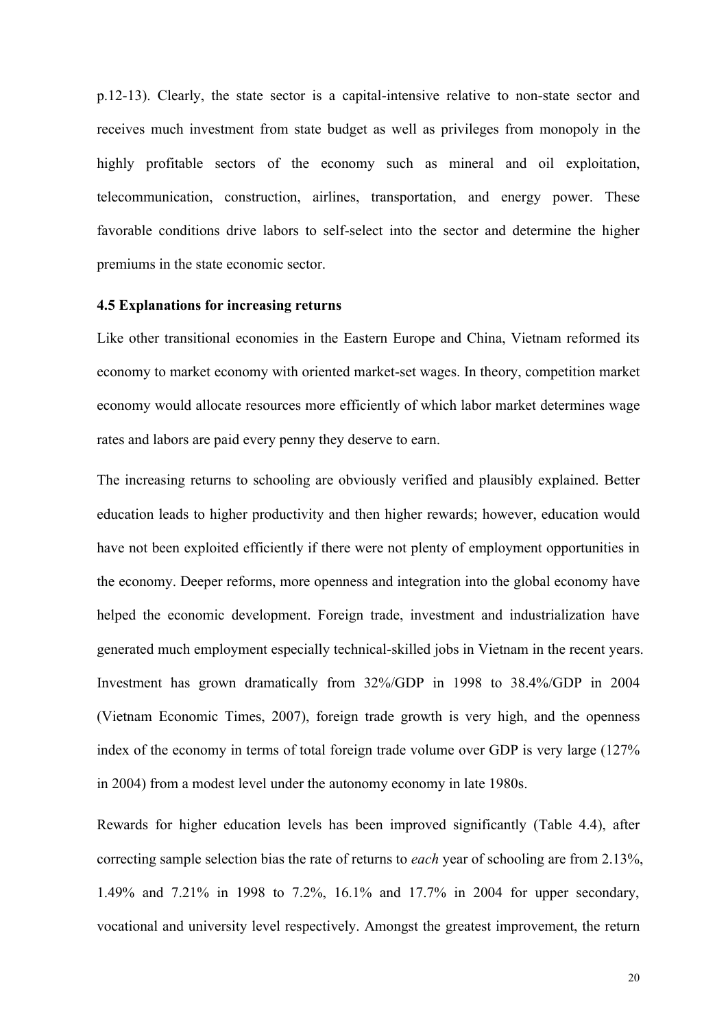p.12-13). Clearly, the state sector is a capital-intensive relative to non-state sector and receives much investment from state budget as well as privileges from monopoly in the highly profitable sectors of the economy such as mineral and oil exploitation, telecommunication, construction, airlines, transportation, and energy power. These favorable conditions drive labors to self-select into the sector and determine the higher premiums in the state economic sector.

### 4.5 Explanations for increasing returns

Like other transitional economies in the Eastern Europe and China, Vietnam reformed its economy to market economy with oriented market-set wages. In theory, competition market economy would allocate resources more efficiently of which labor market determines wage rates and labors are paid every penny they deserve to earn.

The increasing returns to schooling are obviously verified and plausibly explained. Better education leads to higher productivity and then higher rewards; however, education would have not been exploited efficiently if there were not plenty of employment opportunities in the economy. Deeper reforms, more openness and integration into the global economy have helped the economic development. Foreign trade, investment and industrialization have generated much employment especially technical-skilled jobs in Vietnam in the recent years. Investment has grown dramatically from 32%/GDP in 1998 to 38.4%/GDP in 2004 (Vietnam Economic Times, 2007), foreign trade growth is very high, and the openness index of the economy in terms of total foreign trade volume over GDP is very large (127% in 2004) from a modest level under the autonomy economy in late 1980s.

Rewards for higher education levels has been improved significantly (Table 4.4), after correcting sample selection bias the rate of returns to *each* year of schooling are from 2.13%, 1.49% and 7.21% in 1998 to 7.2%, 16.1% and 17.7% in 2004 for upper secondary, vocational and university level respectively. Amongst the greatest improvement, the return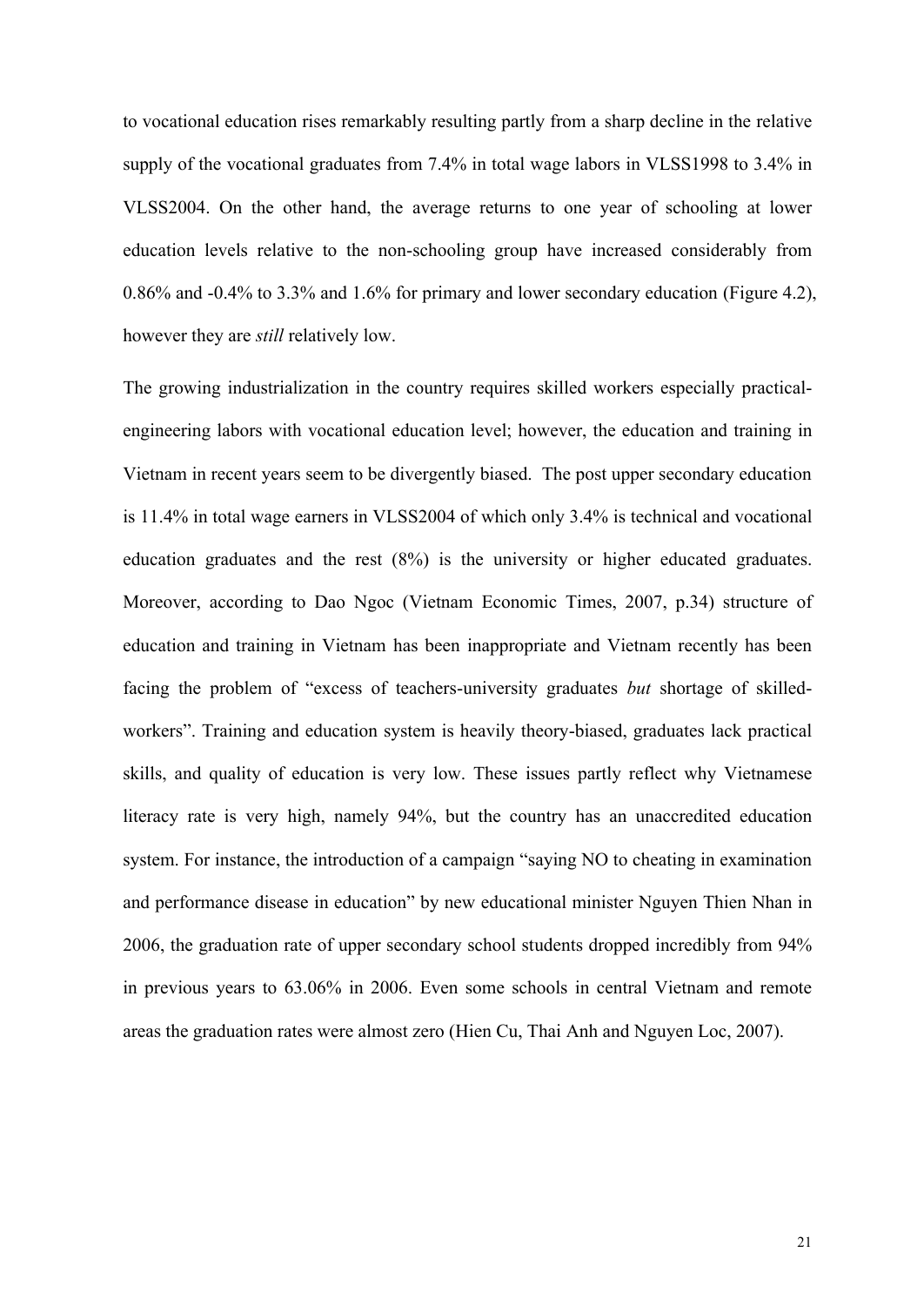to vocational education rises remarkably resulting partly from a sharp decline in the relative supply of the vocational graduates from 7.4% in total wage labors in VLSS1998 to 3.4% in VLSS2004. On the other hand, the average returns to one year of schooling at lower education levels relative to the non-schooling group have increased considerably from 0.86% and -0.4% to 3.3% and 1.6% for primary and lower secondary education (Figure 4.2), however they are *still* relatively low.

The growing industrialization in the country requires skilled workers especially practical-engineering labors with vocational education level; however, the education and training in Vietnam in recent years seem to be divergently biased. The post upper secondary education is 11.4% in total wage earners in VLSS2004 of which only 3.4% is technical and vocational education graduates and the rest (8%) is the university or higher educated graduates. Moreover, according to Dao Ngoc (Vietnam Economic Times, 2007, p.34) structure of education and training in Vietnam has been inappropriate and Vietnam recently has been facing the problem of "excess of teachers-university graduates *but* shortage of skilled-workers". Training and education system is heavily theory-biased, graduates lack practical skills, and quality of education is very low. These issues partly reflect why Vietnamese literacy rate is very high, namely 94%, but the country has an unaccredited education system. For instance, the introduction of a campaign "saying NO to cheating in examination and performance disease in education" by new educational minister Nguyen Thien Nhan in 2006, the graduation rate of upper secondary school students dropped incredibly from 94% in previous years to 63.06% in 2006. Even some schools in central Vietnam and remote areas the graduation rates were almost zero (Hien Cu, Thai Anh and Nguyen Loc, 2007).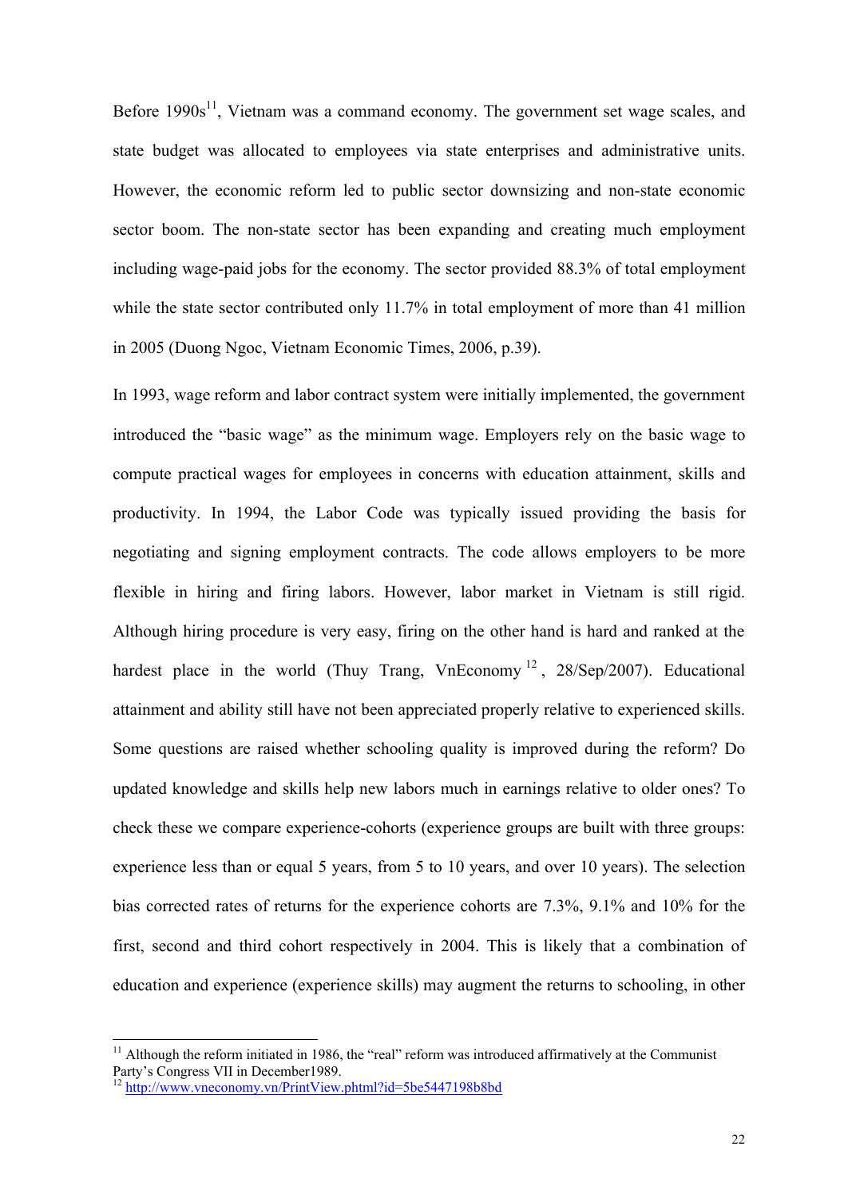Before 1990s[11], Vietnam was a command economy. The government set wage scales, and state budget was allocated to employees via state enterprises and administrative units. However, the economic reform led to public sector downsizing and non-state economic sector boom. The non-state sector has been expanding and creating much employment including wage-paid jobs for the economy. The sector provided 88.3% of total employment while the state sector contributed only 11.7% in total employment of more than 41 million in 2005 (Duong Ngoc, Vietnam Economic Times, 2006, p.39).

In 1993, wage reform and labor contract system were initially implemented, the government introduced the "basic wage" as the minimum wage. Employers rely on the basic wage to compute practical wages for employees in concerns with education attainment, skills and productivity. In 1994, the Labor Code was typically issued providing the basis for negotiating and signing employment contracts. The code allows employers to be more flexible in hiring and firing labors. However, labor market in Vietnam is still rigid. Although hiring procedure is very easy, firing on the other hand is hard and ranked at the hardest place in the world (Thuy Trang, VnEconomy[12], 28/Sep/2007). Educational attainment and ability still have not been appreciated properly relative to experienced skills. Some questions are raised whether schooling quality is improved during the reform? Do updated knowledge and skills help new labors much in earnings relative to older ones? To check these we compare experience-cohorts (experience groups are built with three groups: experience less than or equal 5 years, from 5 to 10 years, and over 10 years). The selection bias corrected rates of returns for the experience cohorts are 7.3%, 9.1% and 10% for the first, second and third cohort respectively in 2004. This is likely that a combination of education and experience (experience skills) may augment the returns to schooling, in other

---

[11] Although the reform initiated in 1986, the "real" reform was introduced affirmatively at the Communist Party's Congress VII in December1989.

[12] http://www.vneconomy.vn/PrintView.phtml?id=5be5447198b8bd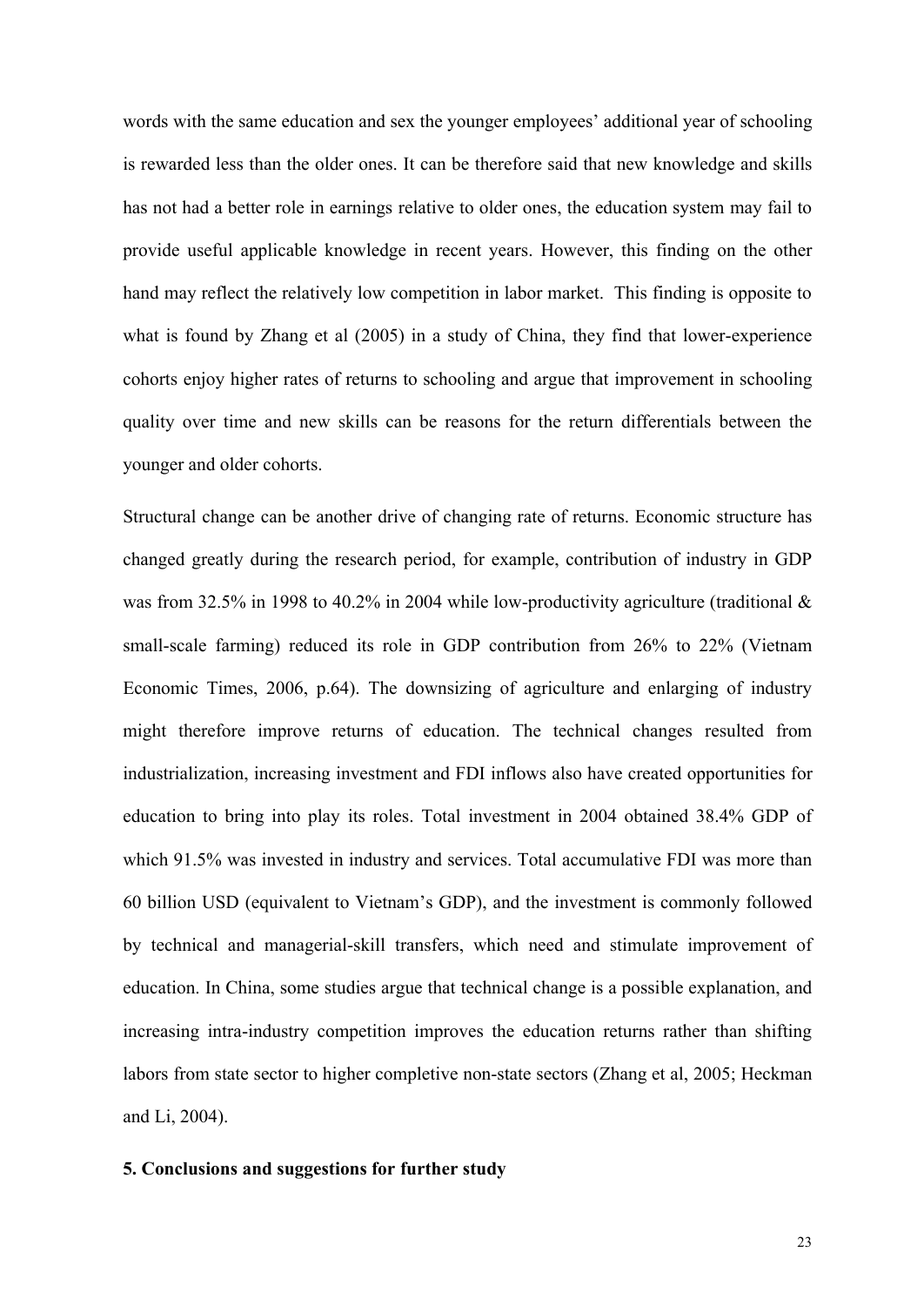words with the same education and sex the younger employees' additional year of schooling is rewarded less than the older ones. It can be therefore said that new knowledge and skills has not had a better role in earnings relative to older ones, the education system may fail to provide useful applicable knowledge in recent years. However, this finding on the other hand may reflect the relatively low competition in labor market. This finding is opposite to what is found by Zhang et al (2005) in a study of China, they find that lower-experience cohorts enjoy higher rates of returns to schooling and argue that improvement in schooling quality over time and new skills can be reasons for the return differentials between the younger and older cohorts.

Structural change can be another drive of changing rate of returns. Economic structure has changed greatly during the research period, for example, contribution of industry in GDP was from 32.5% in 1998 to 40.2% in 2004 while low-productivity agriculture (traditional & small-scale farming) reduced its role in GDP contribution from 26% to 22% (Vietnam Economic Times, 2006, p.64). The downsizing of agriculture and enlarging of industry might therefore improve returns of education. The technical changes resulted from industrialization, increasing investment and FDI inflows also have created opportunities for education to bring into play its roles. Total investment in 2004 obtained 38.4% GDP of which 91.5% was invested in industry and services. Total accumulative FDI was more than 60 billion USD (equivalent to Vietnam's GDP), and the investment is commonly followed by technical and managerial-skill transfers, which need and stimulate improvement of education. In China, some studies argue that technical change is a possible explanation, and increasing intra-industry competition improves the education returns rather than shifting labors from state sector to higher completive non-state sectors (Zhang et al, 2005; Heckman and Li, 2004).

## 5. Conclusions and suggestions for further study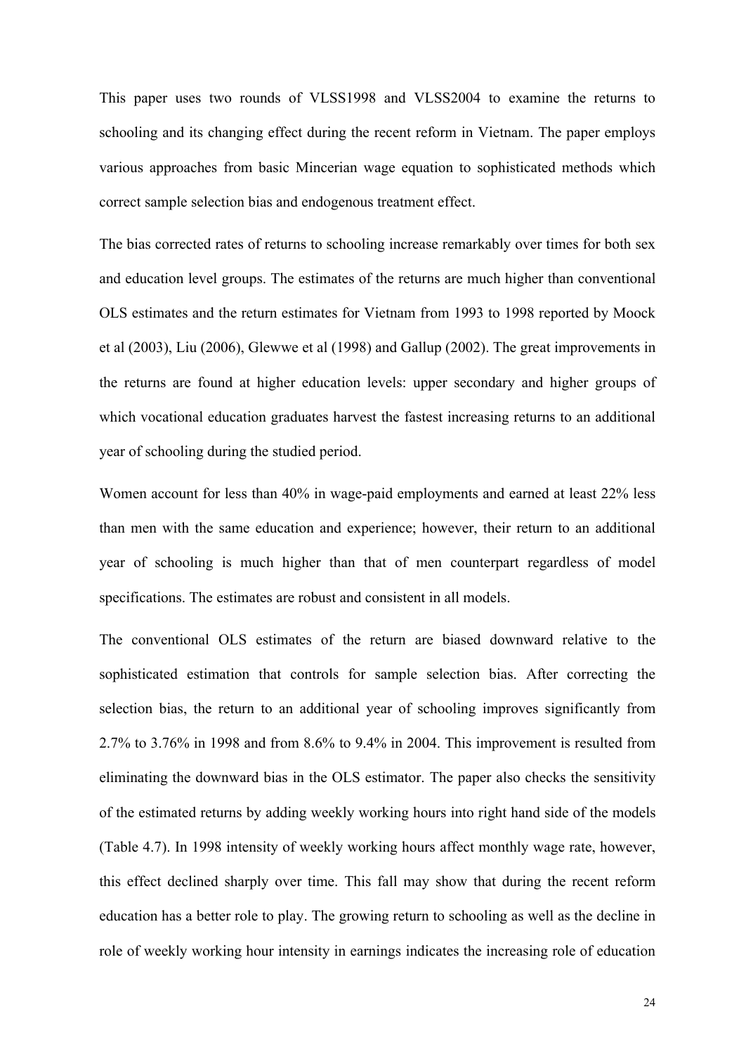This paper uses two rounds of VLSS1998 and VLSS2004 to examine the returns to schooling and its changing effect during the recent reform in Vietnam. The paper employs various approaches from basic Mincerian wage equation to sophisticated methods which correct sample selection bias and endogenous treatment effect.

The bias corrected rates of returns to schooling increase remarkably over times for both sex and education level groups. The estimates of the returns are much higher than conventional OLS estimates and the return estimates for Vietnam from 1993 to 1998 reported by Moock et al (2003), Liu (2006), Glewwe et al (1998) and Gallup (2002). The great improvements in the returns are found at higher education levels: upper secondary and higher groups of which vocational education graduates harvest the fastest increasing returns to an additional year of schooling during the studied period.

Women account for less than 40% in wage-paid employments and earned at least 22% less than men with the same education and experience; however, their return to an additional year of schooling is much higher than that of men counterpart regardless of model specifications. The estimates are robust and consistent in all models.

The conventional OLS estimates of the return are biased downward relative to the sophisticated estimation that controls for sample selection bias. After correcting the selection bias, the return to an additional year of schooling improves significantly from 2.7% to 3.76% in 1998 and from 8.6% to 9.4% in 2004. This improvement is resulted from eliminating the downward bias in the OLS estimator. The paper also checks the sensitivity of the estimated returns by adding weekly working hours into right hand side of the models (Table 4.7). In 1998 intensity of weekly working hours affect monthly wage rate, however, this effect declined sharply over time. This fall may show that during the recent reform education has a better role to play. The growing return to schooling as well as the decline in role of weekly working hour intensity in earnings indicates the increasing role of education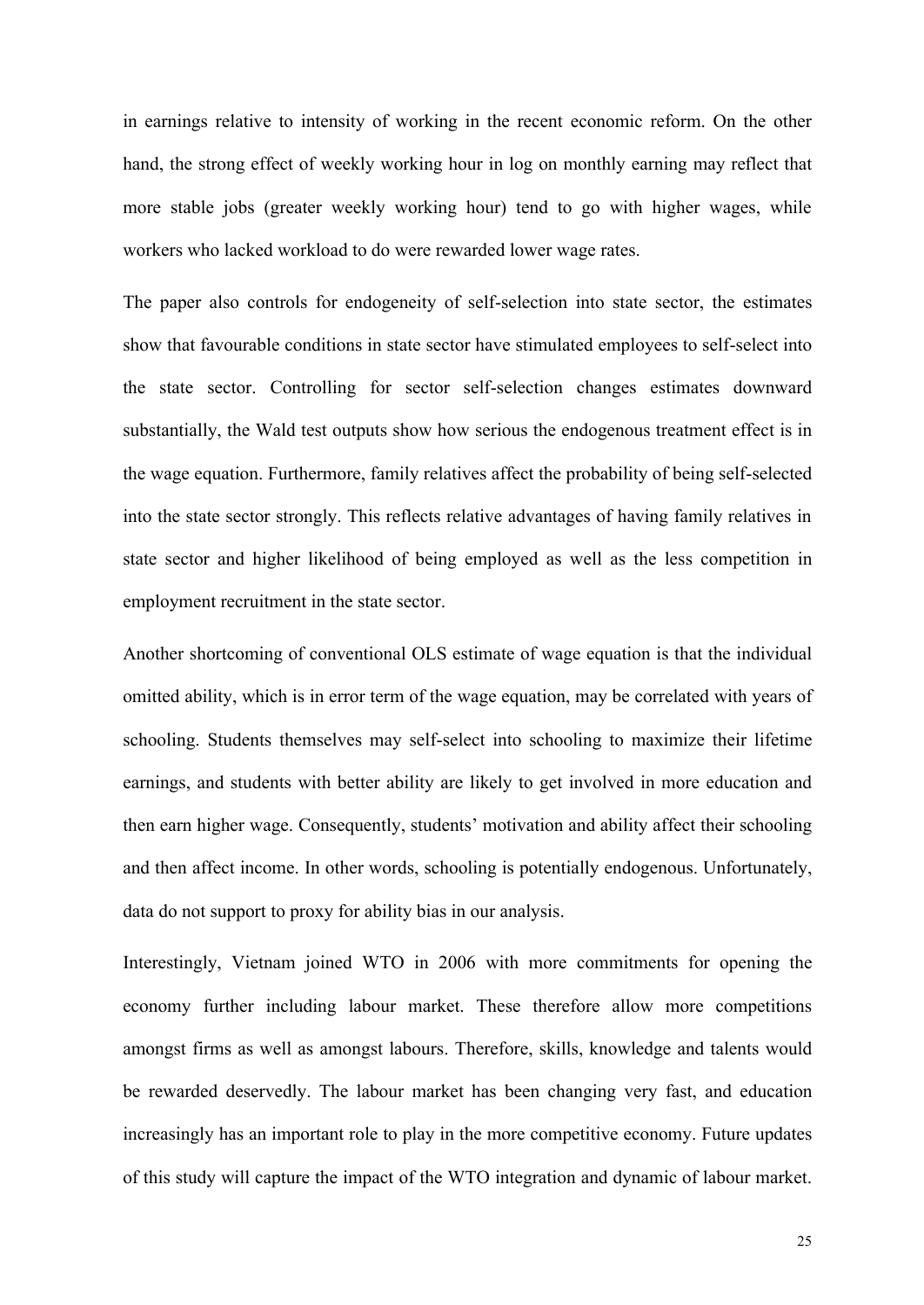in earnings relative to intensity of working in the recent economic reform. On the other hand, the strong effect of weekly working hour in log on monthly earning may reflect that more stable jobs (greater weekly working hour) tend to go with higher wages, while workers who lacked workload to do were rewarded lower wage rates.

The paper also controls for endogeneity of self-selection into state sector, the estimates show that favourable conditions in state sector have stimulated employees to self-select into the state sector. Controlling for sector self-selection changes estimates downward substantially, the Wald test outputs show how serious the endogenous treatment effect is in the wage equation. Furthermore, family relatives affect the probability of being self-selected into the state sector strongly. This reflects relative advantages of having family relatives in state sector and higher likelihood of being employed as well as the less competition in employment recruitment in the state sector.

Another shortcoming of conventional OLS estimate of wage equation is that the individual omitted ability, which is in error term of the wage equation, may be correlated with years of schooling. Students themselves may self-select into schooling to maximize their lifetime earnings, and students with better ability are likely to get involved in more education and then earn higher wage. Consequently, students' motivation and ability affect their schooling and then affect income. In other words, schooling is potentially endogenous. Unfortunately, data do not support to proxy for ability bias in our analysis.

Interestingly, Vietnam joined WTO in 2006 with more commitments for opening the economy further including labour market. These therefore allow more competitions amongst firms as well as amongst labours. Therefore, skills, knowledge and talents would be rewarded deservedly. The labour market has been changing very fast, and education increasingly has an important role to play in the more competitive economy. Future updates of this study will capture the impact of the WTO integration and dynamic of labour market.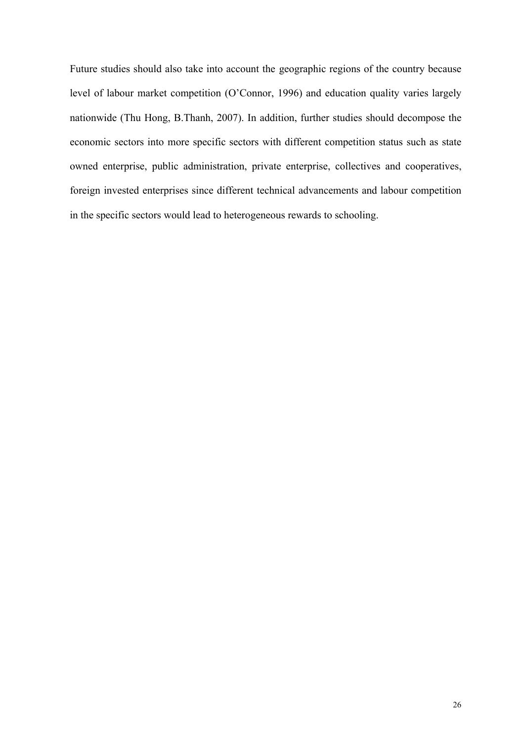Future studies should also take into account the geographic regions of the country because level of labour market competition (O'Connor, 1996) and education quality varies largely nationwide (Thu Hong, B.Thanh, 2007). In addition, further studies should decompose the economic sectors into more specific sectors with different competition status such as state owned enterprise, public administration, private enterprise, collectives and cooperatives, foreign invested enterprises since different technical advancements and labour competition in the specific sectors would lead to heterogeneous rewards to schooling.